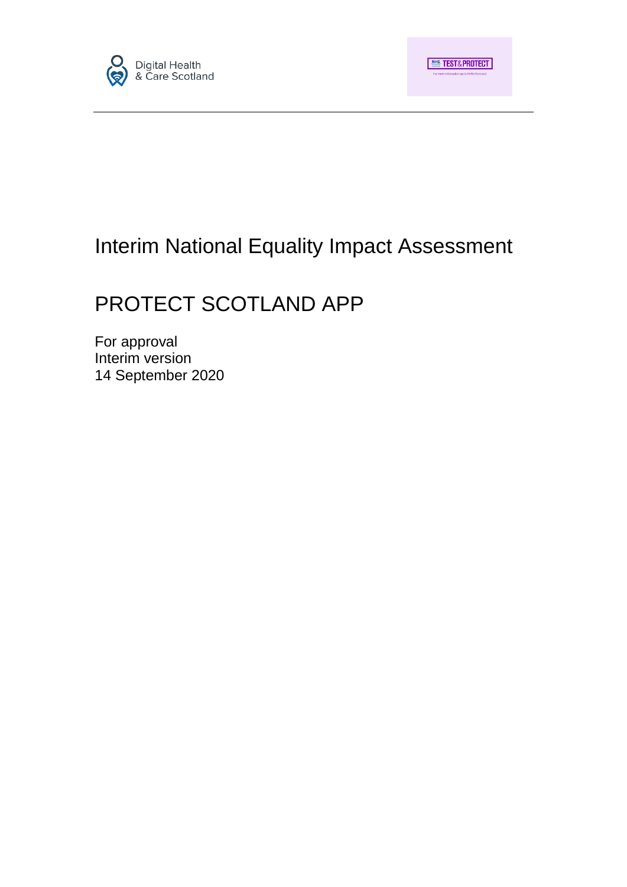Digital Health & Care Scotland

# Interim National Equality Impact Assessment

## PROTECT SCOTLAND APP

For approval
Interim version
14 September 2020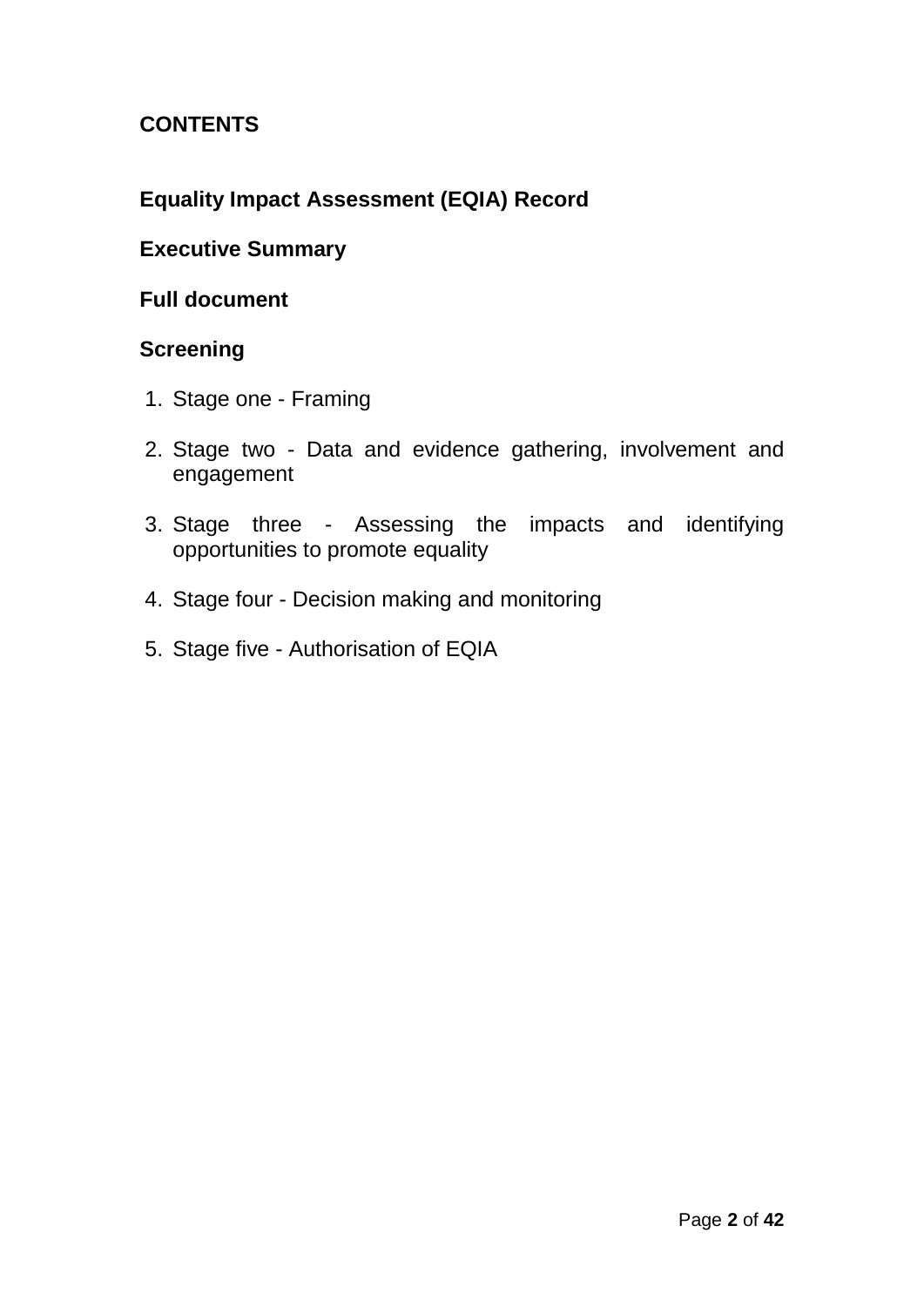## CONTENTS

**Equality Impact Assessment (EQIA) Record**

**Executive Summary**

**Full document**

**Screening**

1. Stage one - Framing
2. Stage two - Data and evidence gathering, involvement and engagement
3. Stage three - Assessing the impacts and identifying opportunities to promote equality
4. Stage four - Decision making and monitoring
5. Stage five - Authorisation of EQIA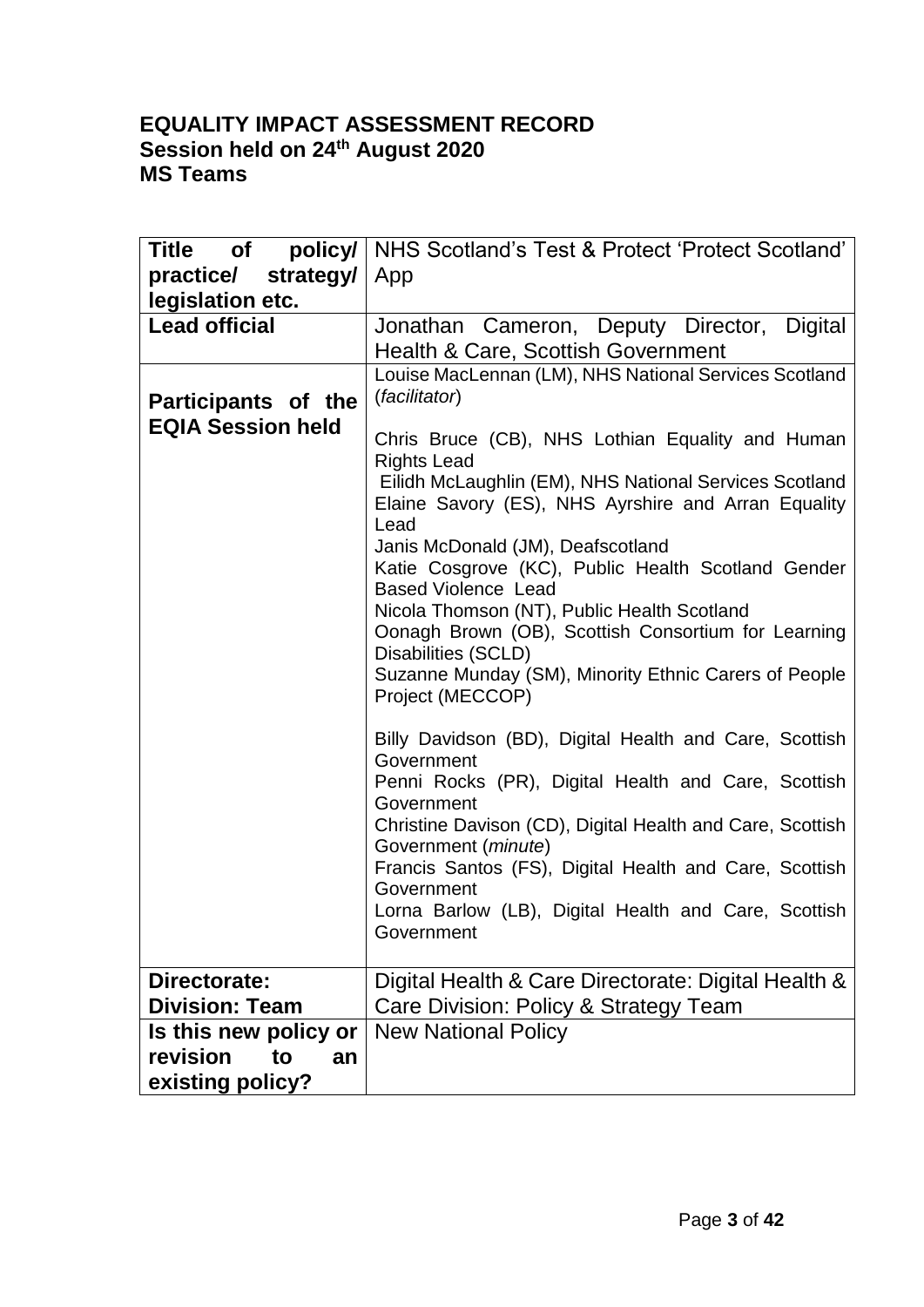## EQUALITY IMPACT ASSESSMENT RECORD
## Session held on 24th August 2020
## MS Teams

| **Title of policy/ practice/ strategy/ legislation etc.** | NHS Scotland's Test & Protect 'Protect Scotland' App |
|---|---|
| **Lead official** | Jonathan Cameron, Deputy Director, Digital Health & Care, Scottish Government |
| **Participants of the EQIA Session held** | Louise MacLennan (LM), NHS National Services Scotland (*facilitator*)<br><br>Chris Bruce (CB), NHS Lothian Equality and Human Rights Lead<br>Eilidh McLaughlin (EM), NHS National Services Scotland<br>Elaine Savory (ES), NHS Ayrshire and Arran Equality Lead<br>Janis McDonald (JM), Deafscotland<br>Katie Cosgrove (KC), Public Health Scotland Gender Based Violence Lead<br>Nicola Thomson (NT), Public Health Scotland<br>Oonagh Brown (OB), Scottish Consortium for Learning Disabilities (SCLD)<br>Suzanne Munday (SM), Minority Ethnic Carers of People Project (MECCOP)<br><br>Billy Davidson (BD), Digital Health and Care, Scottish Government<br>Penni Rocks (PR), Digital Health and Care, Scottish Government<br>Christine Davison (CD), Digital Health and Care, Scottish Government (*minute*)<br>Francis Santos (FS), Digital Health and Care, Scottish Government<br>Lorna Barlow (LB), Digital Health and Care, Scottish Government |
| **Directorate: Division: Team** | Digital Health & Care Directorate: Digital Health & Care Division: Policy & Strategy Team |
| **Is this new policy or revision to an existing policy?** | New National Policy |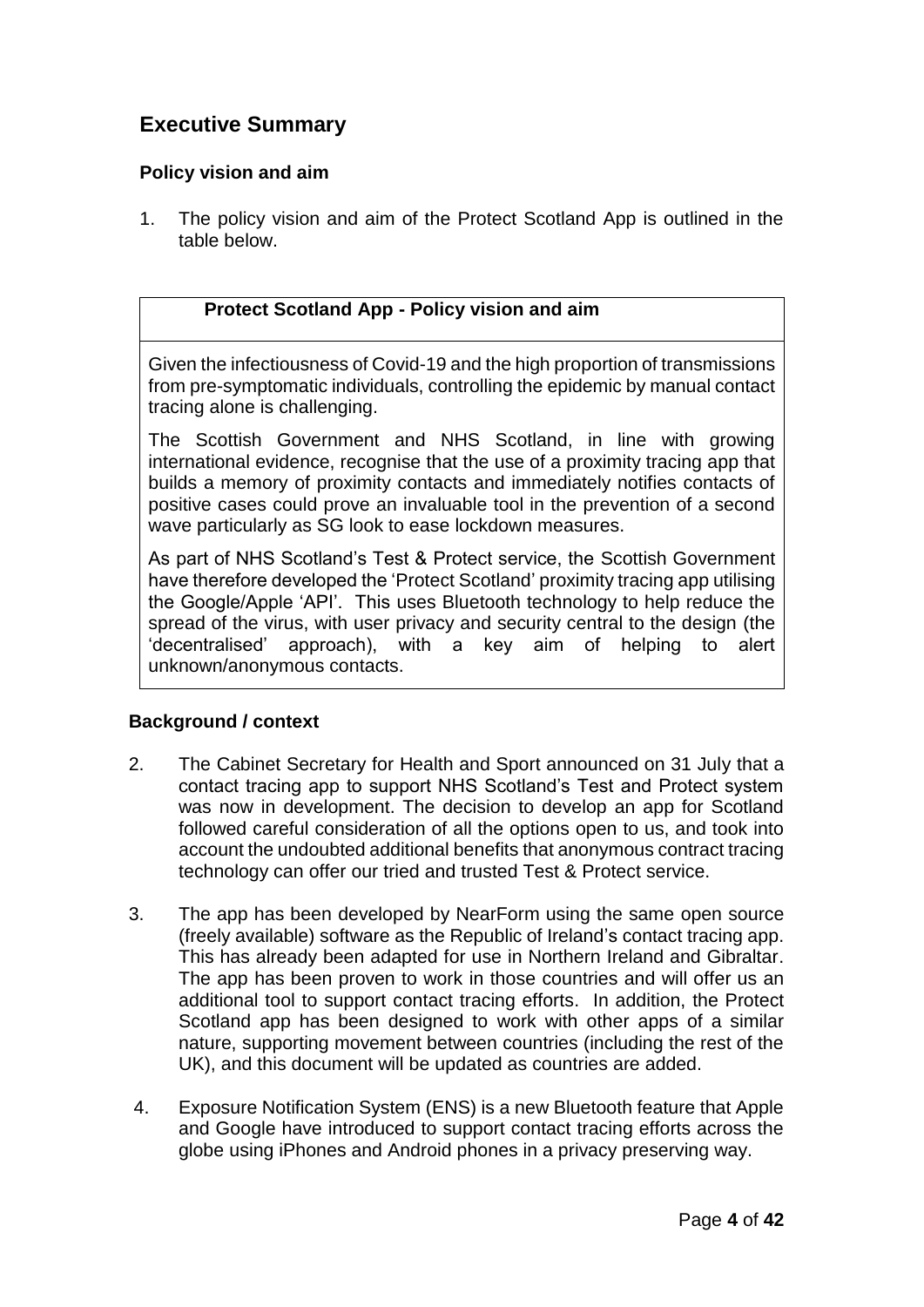## Executive Summary

### Policy vision and aim

1. The policy vision and aim of the Protect Scotland App is outlined in the table below.

| **Protect Scotland App - Policy vision and aim** |
|---|
| Given the infectiousness of Covid-19 and the high proportion of transmissions from pre-symptomatic individuals, controlling the epidemic by manual contact tracing alone is challenging.<br><br>The Scottish Government and NHS Scotland, in line with growing international evidence, recognise that the use of a proximity tracing app that builds a memory of proximity contacts and immediately notifies contacts of positive cases could prove an invaluable tool in the prevention of a second wave particularly as SG look to ease lockdown measures.<br><br>As part of NHS Scotland's Test & Protect service, the Scottish Government have therefore developed the 'Protect Scotland' proximity tracing app utilising the Google/Apple 'API'. This uses Bluetooth technology to help reduce the spread of the virus, with user privacy and security central to the design (the 'decentralised' approach), with a key aim of helping to alert unknown/anonymous contacts. |

### Background / context

2. The Cabinet Secretary for Health and Sport announced on 31 July that a contact tracing app to support NHS Scotland's Test and Protect system was now in development. The decision to develop an app for Scotland followed careful consideration of all the options open to us, and took into account the undoubted additional benefits that anonymous contract tracing technology can offer our tried and trusted Test & Protect service.

3. The app has been developed by NearForm using the same open source (freely available) software as the Republic of Ireland's contact tracing app. This has already been adapted for use in Northern Ireland and Gibraltar. The app has been proven to work in those countries and will offer us an additional tool to support contact tracing efforts. In addition, the Protect Scotland app has been designed to work with other apps of a similar nature, supporting movement between countries (including the rest of the UK), and this document will be updated as countries are added.

4. Exposure Notification System (ENS) is a new Bluetooth feature that Apple and Google have introduced to support contact tracing efforts across the globe using iPhones and Android phones in a privacy preserving way.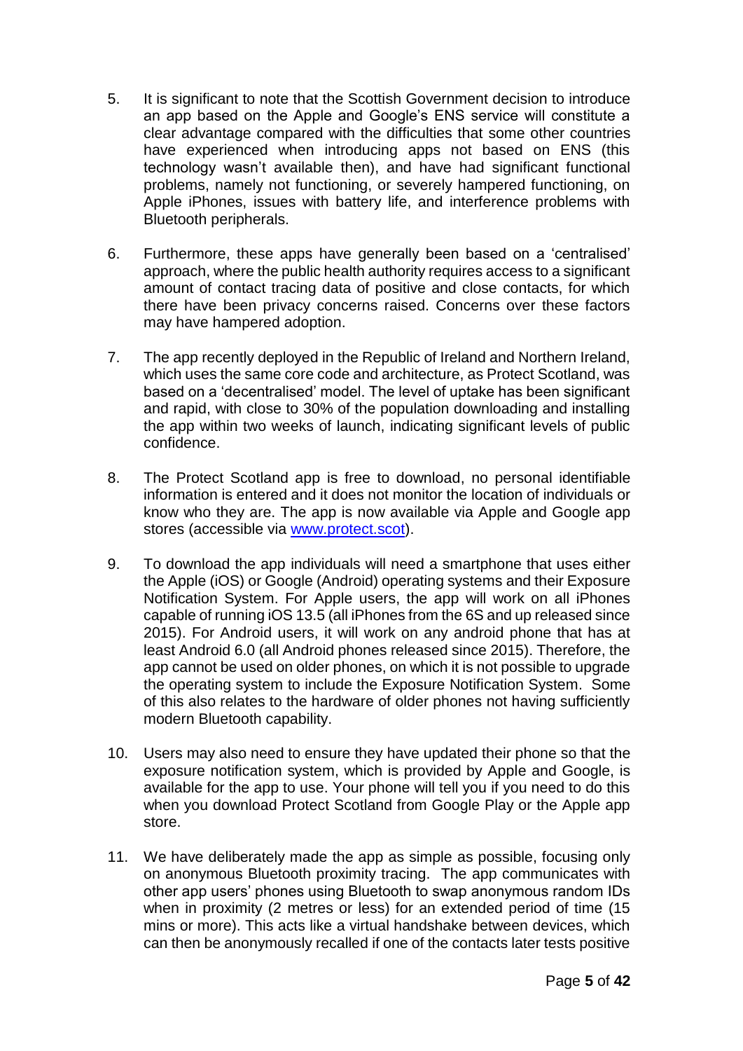5. It is significant to note that the Scottish Government decision to introduce an app based on the Apple and Google's ENS service will constitute a clear advantage compared with the difficulties that some other countries have experienced when introducing apps not based on ENS (this technology wasn't available then), and have had significant functional problems, namely not functioning, or severely hampered functioning, on Apple iPhones, issues with battery life, and interference problems with Bluetooth peripherals.

6. Furthermore, these apps have generally been based on a 'centralised' approach, where the public health authority requires access to a significant amount of contact tracing data of positive and close contacts, for which there have been privacy concerns raised. Concerns over these factors may have hampered adoption.

7. The app recently deployed in the Republic of Ireland and Northern Ireland, which uses the same core code and architecture, as Protect Scotland, was based on a 'decentralised' model. The level of uptake has been significant and rapid, with close to 30% of the population downloading and installing the app within two weeks of launch, indicating significant levels of public confidence.

8. The Protect Scotland app is free to download, no personal identifiable information is entered and it does not monitor the location of individuals or know who they are. The app is now available via Apple and Google app stores (accessible via [www.protect.scot](www.protect.scot)).

9. To download the app individuals will need a smartphone that uses either the Apple (iOS) or Google (Android) operating systems and their Exposure Notification System. For Apple users, the app will work on all iPhones capable of running iOS 13.5 (all iPhones from the 6S and up released since 2015). For Android users, it will work on any android phone that has at least Android 6.0 (all Android phones released since 2015). Therefore, the app cannot be used on older phones, on which it is not possible to upgrade the operating system to include the Exposure Notification System. Some of this also relates to the hardware of older phones not having sufficiently modern Bluetooth capability.

10. Users may also need to ensure they have updated their phone so that the exposure notification system, which is provided by Apple and Google, is available for the app to use. Your phone will tell you if you need to do this when you download Protect Scotland from Google Play or the Apple app store.

11. We have deliberately made the app as simple as possible, focusing only on anonymous Bluetooth proximity tracing. The app communicates with other app users' phones using Bluetooth to swap anonymous random IDs when in proximity (2 metres or less) for an extended period of time (15 mins or more). This acts like a virtual handshake between devices, which can then be anonymously recalled if one of the contacts later tests positive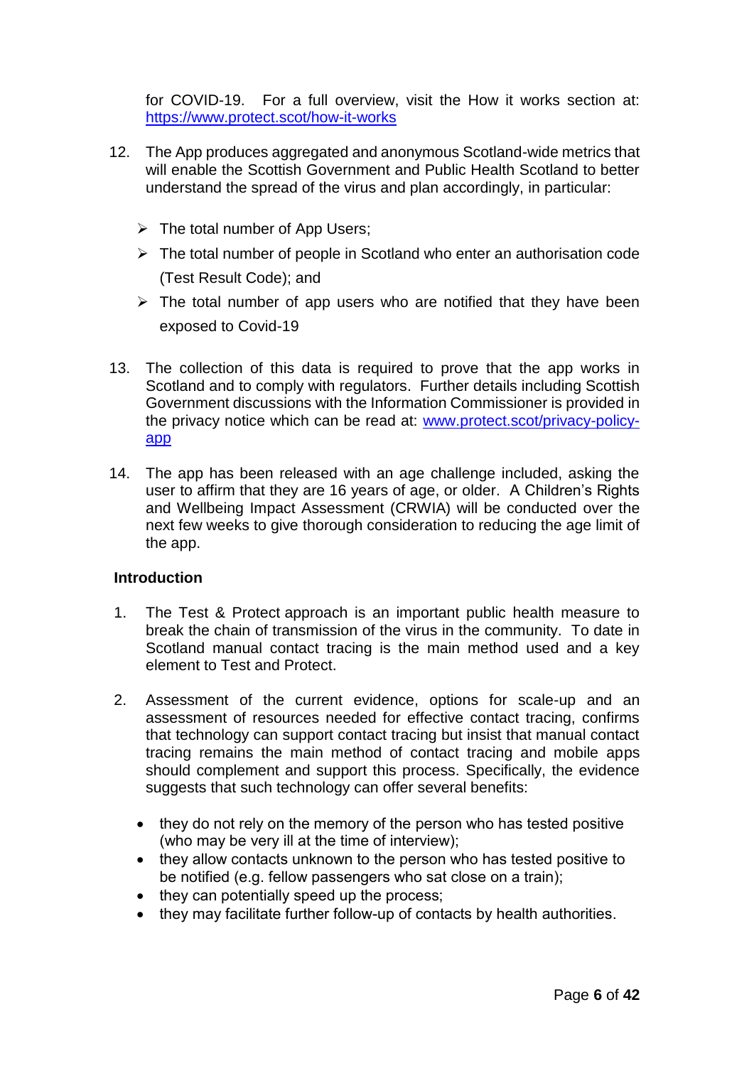for COVID-19. For a full overview, visit the How it works section at: [https://www.protect.scot/how-it-works](https://www.protect.scot/how-it-works)

12. The App produces aggregated and anonymous Scotland-wide metrics that will enable the Scottish Government and Public Health Scotland to better understand the spread of the virus and plan accordingly, in particular:

    - The total number of App Users;
    - The total number of people in Scotland who enter an authorisation code (Test Result Code); and
    - The total number of app users who are notified that they have been exposed to Covid-19

13. The collection of this data is required to prove that the app works in Scotland and to comply with regulators. Further details including Scottish Government discussions with the Information Commissioner is provided in the privacy notice which can be read at: [www.protect.scot/privacy-policy-app](www.protect.scot/privacy-policy-app)

14. The app has been released with an age challenge included, asking the user to affirm that they are 16 years of age, or older. A Children's Rights and Wellbeing Impact Assessment (CRWIA) will be conducted over the next few weeks to give thorough consideration to reducing the age limit of the app.

**Introduction**

1. The Test & Protect approach is an important public health measure to break the chain of transmission of the virus in the community. To date in Scotland manual contact tracing is the main method used and a key element to Test and Protect.

2. Assessment of the current evidence, options for scale-up and an assessment of resources needed for effective contact tracing, confirms that technology can support contact tracing but insist that manual contact tracing remains the main method of contact tracing and mobile apps should complement and support this process. Specifically, the evidence suggests that such technology can offer several benefits:

    - they do not rely on the memory of the person who has tested positive (who may be very ill at the time of interview);
    - they allow contacts unknown to the person who has tested positive to be notified (e.g. fellow passengers who sat close on a train);
    - they can potentially speed up the process;
    - they may facilitate further follow-up of contacts by health authorities.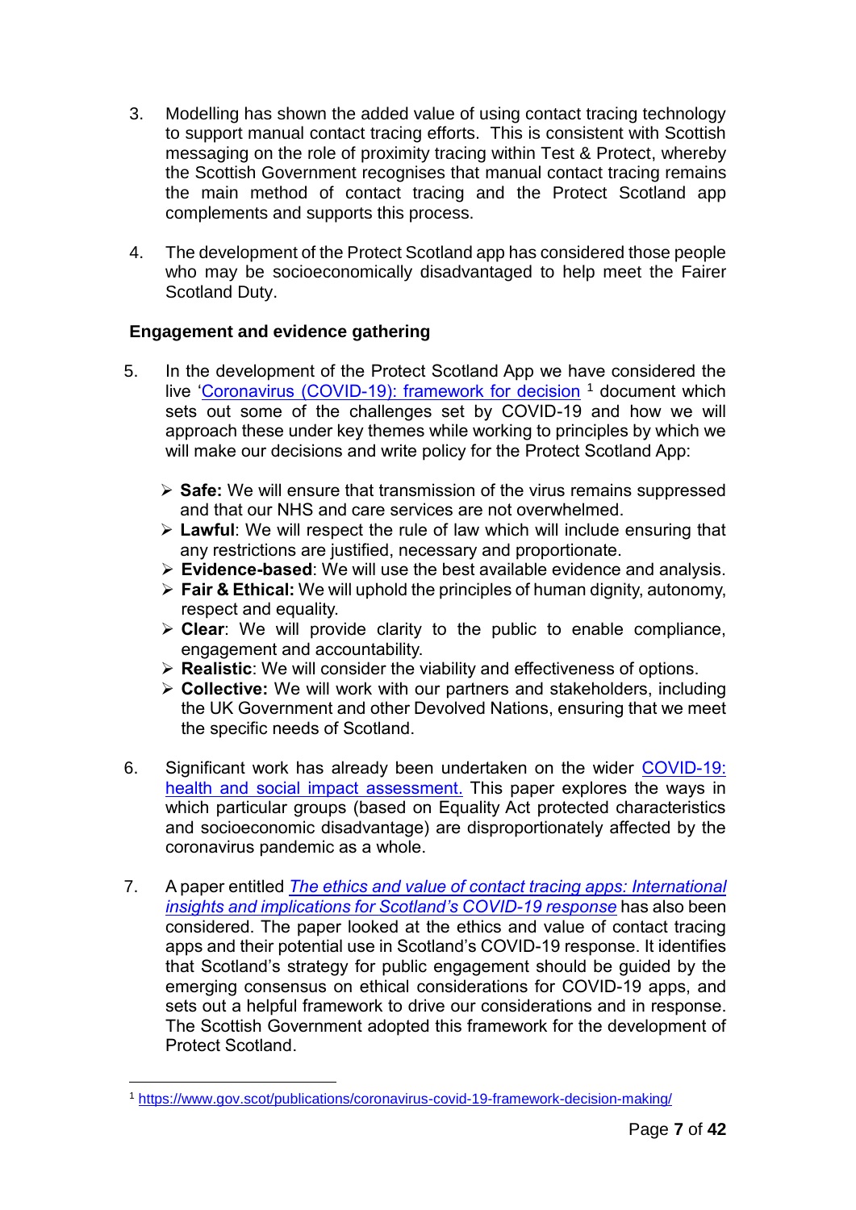3. Modelling has shown the added value of using contact tracing technology to support manual contact tracing efforts. This is consistent with Scottish messaging on the role of proximity tracing within Test & Protect, whereby the Scottish Government recognises that manual contact tracing remains the main method of contact tracing and the Protect Scotland app complements and supports this process.

4. The development of the Protect Scotland app has considered those people who may be socioeconomically disadvantaged to help meet the Fairer Scotland Duty.

### Engagement and evidence gathering

5. In the development of the Protect Scotland App we have considered the live 'Coronavirus (COVID-19): framework for decision [1] document which sets out some of the challenges set by COVID-19 and how we will approach these under key themes while working to principles by which we will make our decisions and write policy for the Protect Scotland App:

   - **Safe:** We will ensure that transmission of the virus remains suppressed and that our NHS and care services are not overwhelmed.
   - **Lawful**: We will respect the rule of law which will include ensuring that any restrictions are justified, necessary and proportionate.
   - **Evidence-based**: We will use the best available evidence and analysis.
   - **Fair & Ethical:** We will uphold the principles of human dignity, autonomy, respect and equality.
   - **Clear**: We will provide clarity to the public to enable compliance, engagement and accountability.
   - **Realistic**: We will consider the viability and effectiveness of options.
   - **Collective:** We will work with our partners and stakeholders, including the UK Government and other Devolved Nations, ensuring that we meet the specific needs of Scotland.

6. Significant work has already been undertaken on the wider COVID-19: health and social impact assessment. This paper explores the ways in which particular groups (based on Equality Act protected characteristics and socioeconomic disadvantage) are disproportionately affected by the coronavirus pandemic as a whole.

7. A paper entitled *The ethics and value of contact tracing apps: International insights and implications for Scotland's COVID-19 response* has also been considered. The paper looked at the ethics and value of contact tracing apps and their potential use in Scotland's COVID-19 response. It identifies that Scotland's strategy for public engagement should be guided by the emerging consensus on ethical considerations for COVID-19 apps, and sets out a helpful framework to drive our considerations and in response. The Scottish Government adopted this framework for the development of Protect Scotland.

---

[1] https://www.gov.scot/publications/coronavirus-covid-19-framework-decision-making/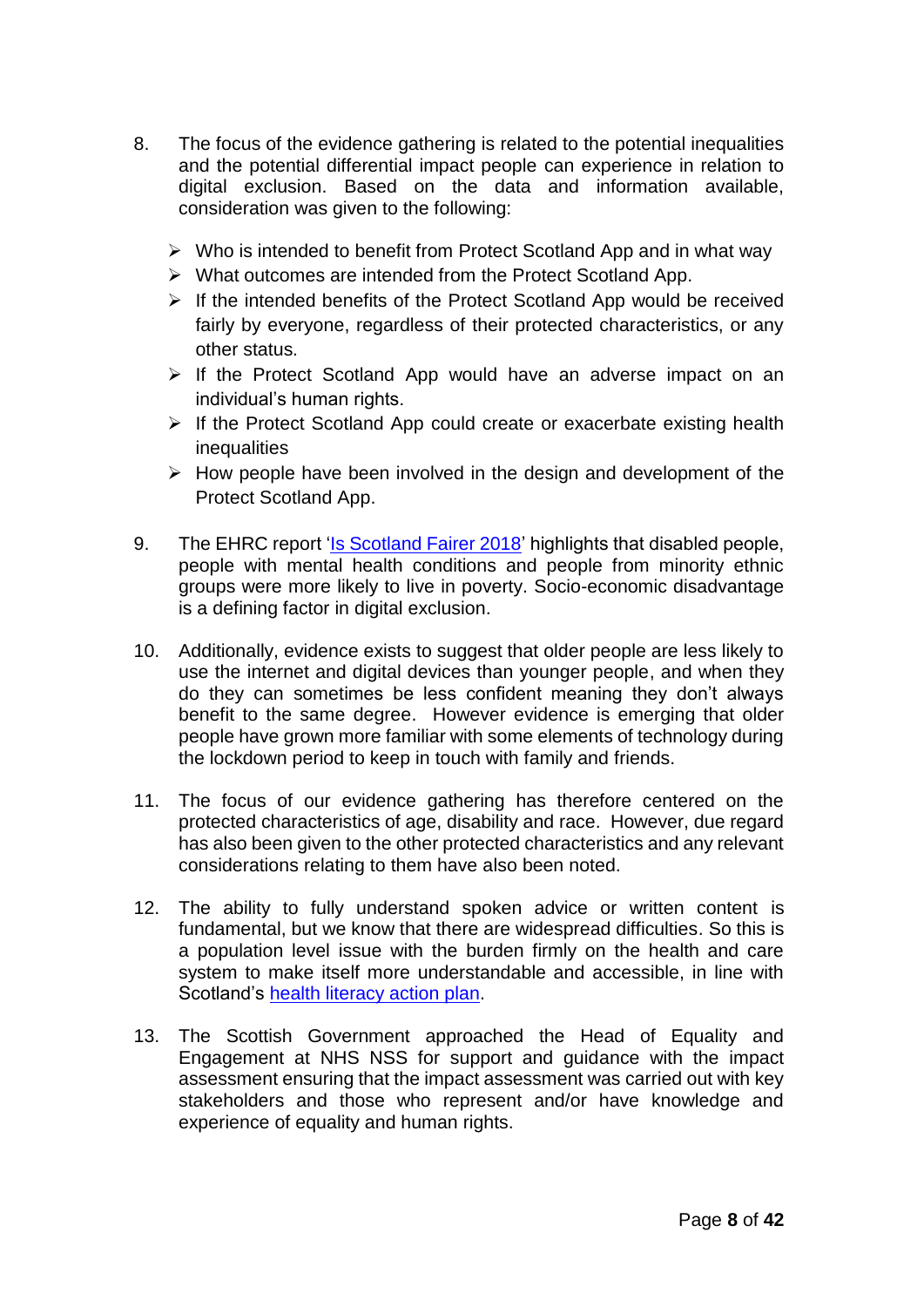8. The focus of the evidence gathering is related to the potential inequalities and the potential differential impact people can experience in relation to digital exclusion. Based on the data and information available, consideration was given to the following:

   - Who is intended to benefit from Protect Scotland App and in what way
   - What outcomes are intended from the Protect Scotland App.
   - If the intended benefits of the Protect Scotland App would be received fairly by everyone, regardless of their protected characteristics, or any other status.
   - If the Protect Scotland App would have an adverse impact on an individual's human rights.
   - If the Protect Scotland App could create or exacerbate existing health inequalities
   - How people have been involved in the design and development of the Protect Scotland App.

9. The EHRC report 'Is Scotland Fairer 2018' highlights that disabled people, people with mental health conditions and people from minority ethnic groups were more likely to live in poverty. Socio-economic disadvantage is a defining factor in digital exclusion.

10. Additionally, evidence exists to suggest that older people are less likely to use the internet and digital devices than younger people, and when they do they can sometimes be less confident meaning they don't always benefit to the same degree. However evidence is emerging that older people have grown more familiar with some elements of technology during the lockdown period to keep in touch with family and friends.

11. The focus of our evidence gathering has therefore centered on the protected characteristics of age, disability and race. However, due regard has also been given to the other protected characteristics and any relevant considerations relating to them have also been noted.

12. The ability to fully understand spoken advice or written content is fundamental, but we know that there are widespread difficulties. So this is a population level issue with the burden firmly on the health and care system to make itself more understandable and accessible, in line with Scotland's health literacy action plan.

13. The Scottish Government approached the Head of Equality and Engagement at NHS NSS for support and guidance with the impact assessment ensuring that the impact assessment was carried out with key stakeholders and those who represent and/or have knowledge and experience of equality and human rights.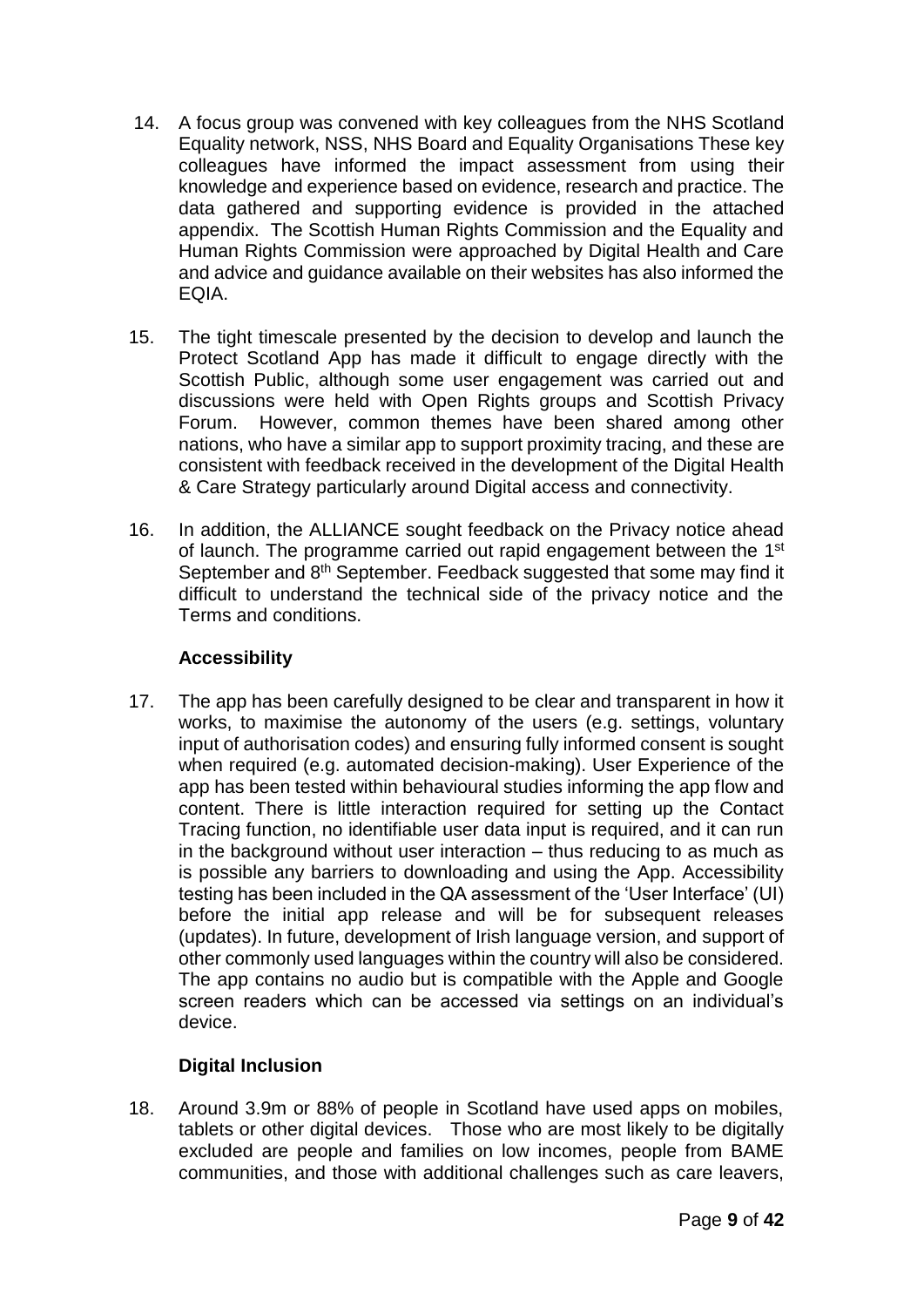14. A focus group was convened with key colleagues from the NHS Scotland Equality network, NSS, NHS Board and Equality Organisations These key colleagues have informed the impact assessment from using their knowledge and experience based on evidence, research and practice. The data gathered and supporting evidence is provided in the attached appendix. The Scottish Human Rights Commission and the Equality and Human Rights Commission were approached by Digital Health and Care and advice and guidance available on their websites has also informed the EQIA.

15. The tight timescale presented by the decision to develop and launch the Protect Scotland App has made it difficult to engage directly with the Scottish Public, although some user engagement was carried out and discussions were held with Open Rights groups and Scottish Privacy Forum. However, common themes have been shared among other nations, who have a similar app to support proximity tracing, and these are consistent with feedback received in the development of the Digital Health & Care Strategy particularly around Digital access and connectivity.

16. In addition, the ALLIANCE sought feedback on the Privacy notice ahead of launch. The programme carried out rapid engagement between the 1st September and 8th September. Feedback suggested that some may find it difficult to understand the technical side of the privacy notice and the Terms and conditions.

**Accessibility**

17. The app has been carefully designed to be clear and transparent in how it works, to maximise the autonomy of the users (e.g. settings, voluntary input of authorisation codes) and ensuring fully informed consent is sought when required (e.g. automated decision-making). User Experience of the app has been tested within behavioural studies informing the app flow and content. There is little interaction required for setting up the Contact Tracing function, no identifiable user data input is required, and it can run in the background without user interaction – thus reducing to as much as is possible any barriers to downloading and using the App. Accessibility testing has been included in the QA assessment of the 'User Interface' (UI) before the initial app release and will be for subsequent releases (updates). In future, development of Irish language version, and support of other commonly used languages within the country will also be considered. The app contains no audio but is compatible with the Apple and Google screen readers which can be accessed via settings on an individual's device.

**Digital Inclusion**

18. Around 3.9m or 88% of people in Scotland have used apps on mobiles, tablets or other digital devices. Those who are most likely to be digitally excluded are people and families on low incomes, people from BAME communities, and those with additional challenges such as care leavers,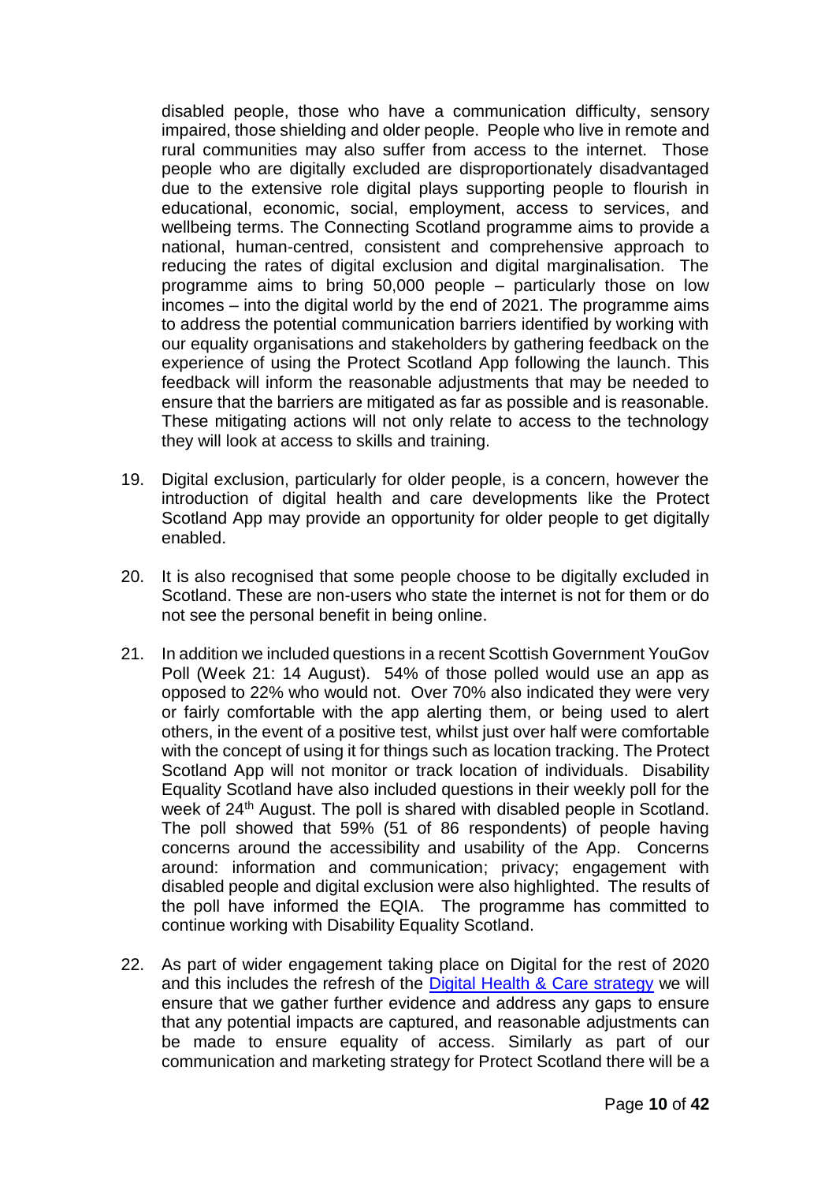disabled people, those who have a communication difficulty, sensory impaired, those shielding and older people. People who live in remote and rural communities may also suffer from access to the internet. Those people who are digitally excluded are disproportionately disadvantaged due to the extensive role digital plays supporting people to flourish in educational, economic, social, employment, access to services, and wellbeing terms. The Connecting Scotland programme aims to provide a national, human-centred, consistent and comprehensive approach to reducing the rates of digital exclusion and digital marginalisation. The programme aims to bring 50,000 people – particularly those on low incomes – into the digital world by the end of 2021. The programme aims to address the potential communication barriers identified by working with our equality organisations and stakeholders by gathering feedback on the experience of using the Protect Scotland App following the launch. This feedback will inform the reasonable adjustments that may be needed to ensure that the barriers are mitigated as far as possible and is reasonable. These mitigating actions will not only relate to access to the technology they will look at access to skills and training.

19. Digital exclusion, particularly for older people, is a concern, however the introduction of digital health and care developments like the Protect Scotland App may provide an opportunity for older people to get digitally enabled.

20. It is also recognised that some people choose to be digitally excluded in Scotland. These are non-users who state the internet is not for them or do not see the personal benefit in being online.

21. In addition we included questions in a recent Scottish Government YouGov Poll (Week 21: 14 August). 54% of those polled would use an app as opposed to 22% who would not. Over 70% also indicated they were very or fairly comfortable with the app alerting them, or being used to alert others, in the event of a positive test, whilst just over half were comfortable with the concept of using it for things such as location tracking. The Protect Scotland App will not monitor or track location of individuals. Disability Equality Scotland have also included questions in their weekly poll for the week of 24th August. The poll is shared with disabled people in Scotland. The poll showed that 59% (51 of 86 respondents) of people having concerns around the accessibility and usability of the App. Concerns around: information and communication; privacy; engagement with disabled people and digital exclusion were also highlighted. The results of the poll have informed the EQIA. The programme has committed to continue working with Disability Equality Scotland.

22. As part of wider engagement taking place on Digital for the rest of 2020 and this includes the refresh of the [Digital Health & Care strategy]() we will ensure that we gather further evidence and address any gaps to ensure that any potential impacts are captured, and reasonable adjustments can be made to ensure equality of access. Similarly as part of our communication and marketing strategy for Protect Scotland there will be a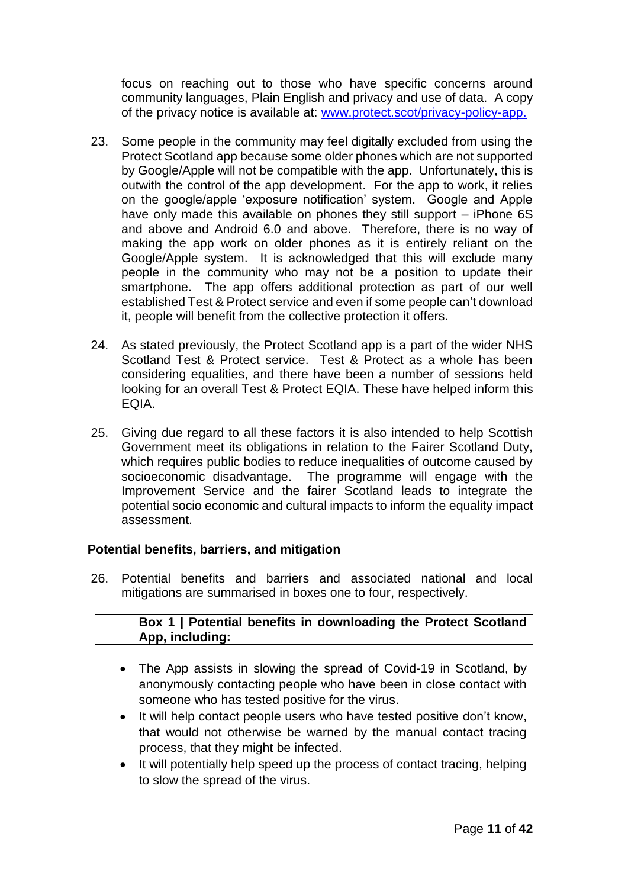focus on reaching out to those who have specific concerns around community languages, Plain English and privacy and use of data. A copy of the privacy notice is available at: [www.protect.scot/privacy-policy-app.](www.protect.scot/privacy-policy-app)

23. Some people in the community may feel digitally excluded from using the Protect Scotland app because some older phones which are not supported by Google/Apple will not be compatible with the app. Unfortunately, this is outwith the control of the app development. For the app to work, it relies on the google/apple 'exposure notification' system. Google and Apple have only made this available on phones they still support – iPhone 6S and above and Android 6.0 and above. Therefore, there is no way of making the app work on older phones as it is entirely reliant on the Google/Apple system. It is acknowledged that this will exclude many people in the community who may not be a position to update their smartphone. The app offers additional protection as part of our well established Test & Protect service and even if some people can't download it, people will benefit from the collective protection it offers.

24. As stated previously, the Protect Scotland app is a part of the wider NHS Scotland Test & Protect service. Test & Protect as a whole has been considering equalities, and there have been a number of sessions held looking for an overall Test & Protect EQIA. These have helped inform this EQIA.

25. Giving due regard to all these factors it is also intended to help Scottish Government meet its obligations in relation to the Fairer Scotland Duty, which requires public bodies to reduce inequalities of outcome caused by socioeconomic disadvantage. The programme will engage with the Improvement Service and the fairer Scotland leads to integrate the potential socio economic and cultural impacts to inform the equality impact assessment.

**Potential benefits, barriers, and mitigation**

26. Potential benefits and barriers and associated national and local mitigations are summarised in boxes one to four, respectively.

| **Box 1 \| Potential benefits in downloading the Protect Scotland App, including:** |
|---|
| • The App assists in slowing the spread of Covid-19 in Scotland, by anonymously contacting people who have been in close contact with someone who has tested positive for the virus.<br>• It will help contact people users who have tested positive don't know, that would not otherwise be warned by the manual contact tracing process, that they might be infected.<br>• It will potentially help speed up the process of contact tracing, helping to slow the spread of the virus. |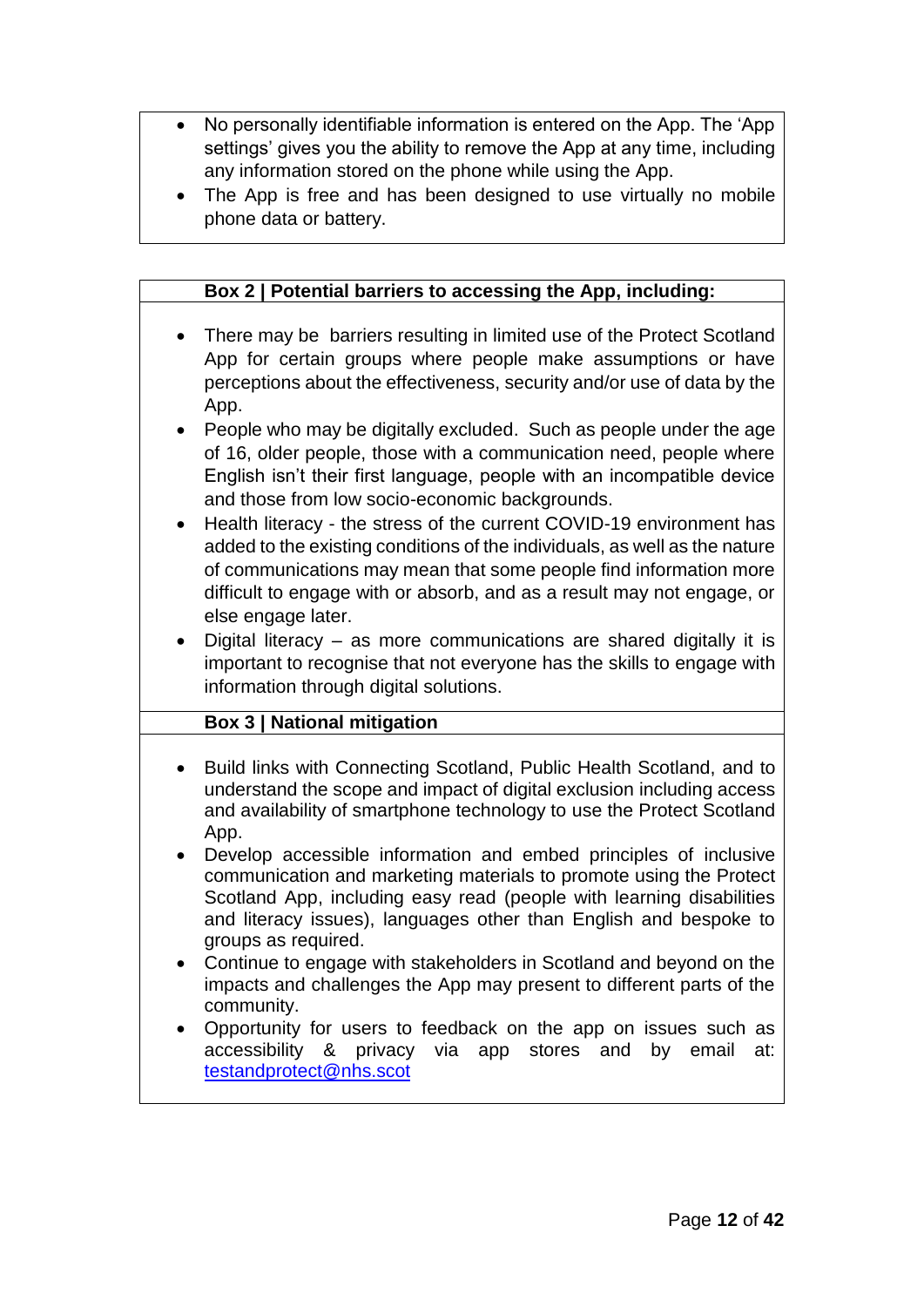- No personally identifiable information is entered on the App. The 'App settings' gives you the ability to remove the App at any time, including any information stored on the phone while using the App.
- The App is free and has been designed to use virtually no mobile phone data or battery.

**Box 2 | Potential barriers to accessing the App, including:**

- There may be barriers resulting in limited use of the Protect Scotland App for certain groups where people make assumptions or have perceptions about the effectiveness, security and/or use of data by the App.
- People who may be digitally excluded. Such as people under the age of 16, older people, those with a communication need, people where English isn't their first language, people with an incompatible device and those from low socio-economic backgrounds.
- Health literacy - the stress of the current COVID-19 environment has added to the existing conditions of the individuals, as well as the nature of communications may mean that some people find information more difficult to engage with or absorb, and as a result may not engage, or else engage later.
- Digital literacy – as more communications are shared digitally it is important to recognise that not everyone has the skills to engage with information through digital solutions.

**Box 3 | National mitigation**

- Build links with Connecting Scotland, Public Health Scotland, and to understand the scope and impact of digital exclusion including access and availability of smartphone technology to use the Protect Scotland App.
- Develop accessible information and embed principles of inclusive communication and marketing materials to promote using the Protect Scotland App, including easy read (people with learning disabilities and literacy issues), languages other than English and bespoke to groups as required.
- Continue to engage with stakeholders in Scotland and beyond on the impacts and challenges the App may present to different parts of the community.
- Opportunity for users to feedback on the app on issues such as accessibility & privacy via app stores and by email at: testandprotect@nhs.scot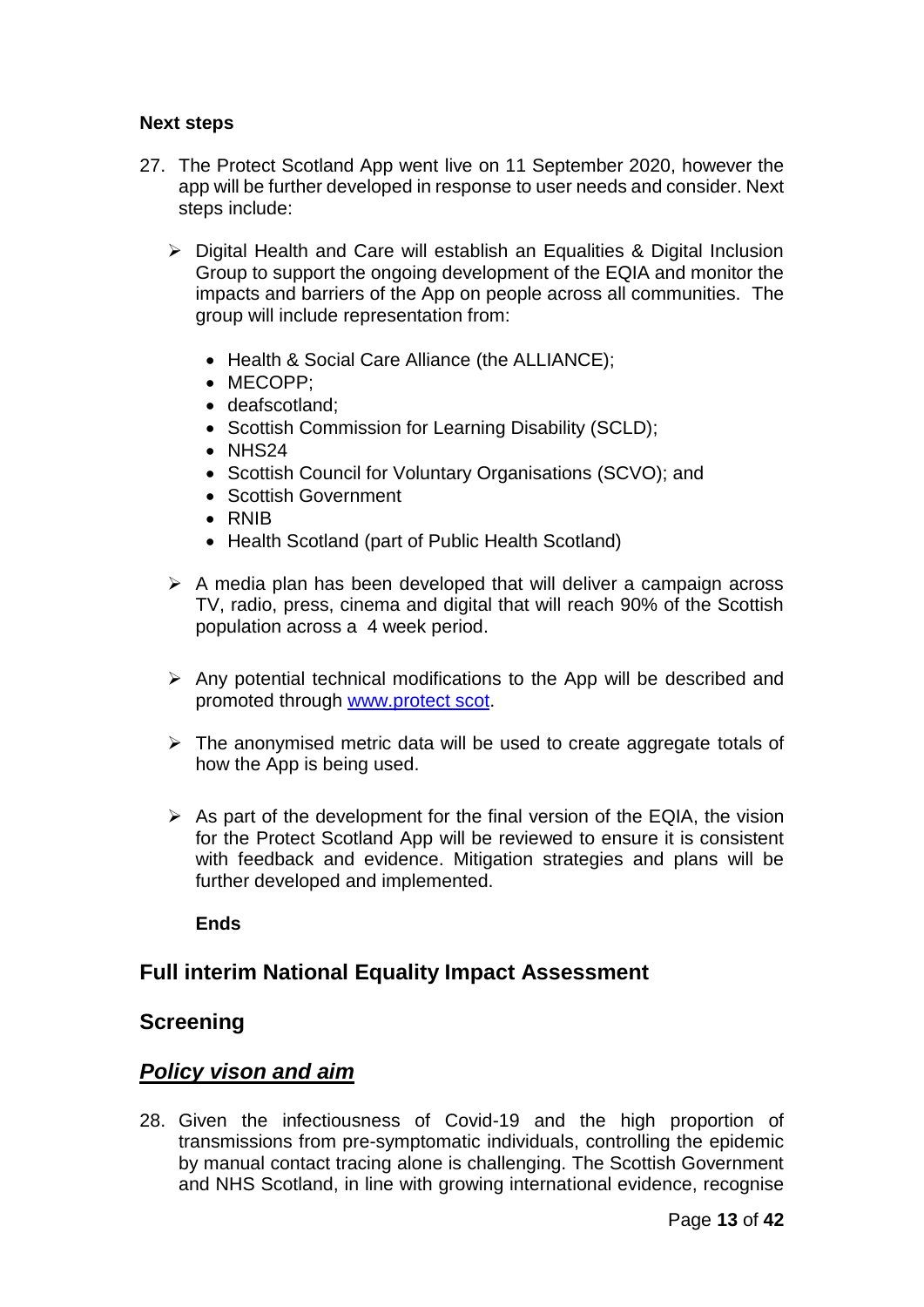**Next steps**

27. The Protect Scotland App went live on 11 September 2020, however the app will be further developed in response to user needs and consider. Next steps include:

   - Digital Health and Care will establish an Equalities & Digital Inclusion Group to support the ongoing development of the EQIA and monitor the impacts and barriers of the App on people across all communities. The group will include representation from:

     - Health & Social Care Alliance (the ALLIANCE);
     - MECOPP;
     - deafscotland;
     - Scottish Commission for Learning Disability (SCLD);
     - NHS24
     - Scottish Council for Voluntary Organisations (SCVO); and
     - Scottish Government
     - RNIB
     - Health Scotland (part of Public Health Scotland)

   - A media plan has been developed that will deliver a campaign across TV, radio, press, cinema and digital that will reach 90% of the Scottish population across a 4 week period.

   - Any potential technical modifications to the App will be described and promoted through [www.protect scot](www.protect scot).

   - The anonymised metric data will be used to create aggregate totals of how the App is being used.

   - As part of the development for the final version of the EQIA, the vision for the Protect Scotland App will be reviewed to ensure it is consistent with feedback and evidence. Mitigation strategies and plans will be further developed and implemented.

   **Ends**

## Full interim National Equality Impact Assessment

## Screening

### ***Policy vison and aim***

28. Given the infectiousness of Covid-19 and the high proportion of transmissions from pre-symptomatic individuals, controlling the epidemic by manual contact tracing alone is challenging. The Scottish Government and NHS Scotland, in line with growing international evidence, recognise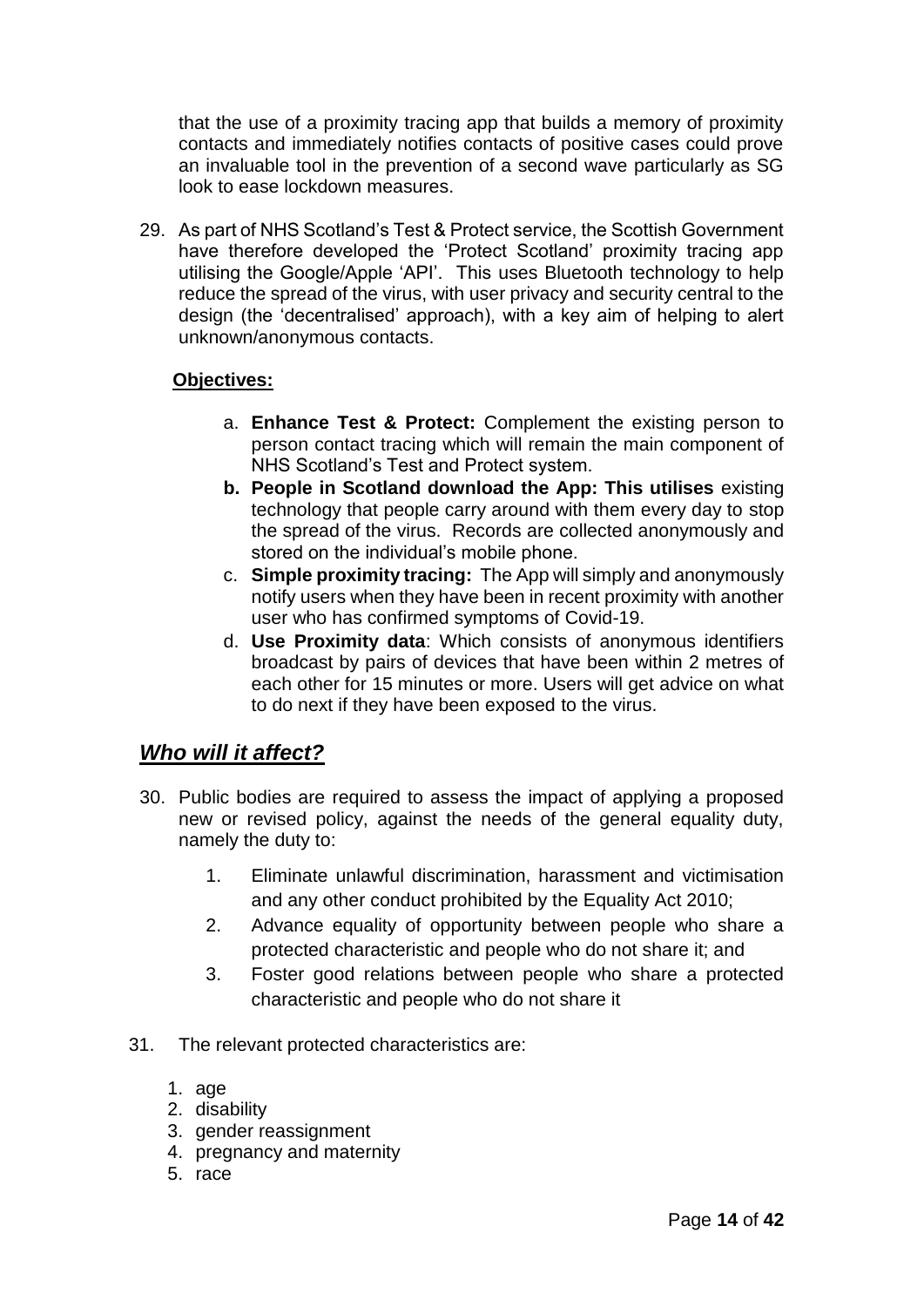that the use of a proximity tracing app that builds a memory of proximity contacts and immediately notifies contacts of positive cases could prove an invaluable tool in the prevention of a second wave particularly as SG look to ease lockdown measures.

29. As part of NHS Scotland's Test & Protect service, the Scottish Government have therefore developed the 'Protect Scotland' proximity tracing app utilising the Google/Apple 'API'. This uses Bluetooth technology to help reduce the spread of the virus, with user privacy and security central to the design (the 'decentralised' approach), with a key aim of helping to alert unknown/anonymous contacts.

**Objectives:**

a. **Enhance Test & Protect:** Complement the existing person to person contact tracing which will remain the main component of NHS Scotland's Test and Protect system.
b. **People in Scotland download the App: This utilises** existing technology that people carry around with them every day to stop the spread of the virus. Records are collected anonymously and stored on the individual's mobile phone.
c. **Simple proximity tracing:** The App will simply and anonymously notify users when they have been in recent proximity with another user who has confirmed symptoms of Covid-19.
d. **Use Proximity data**: Which consists of anonymous identifiers broadcast by pairs of devices that have been within 2 metres of each other for 15 minutes or more. Users will get advice on what to do next if they have been exposed to the virus.

## ***Who will it affect?***

30. Public bodies are required to assess the impact of applying a proposed new or revised policy, against the needs of the general equality duty, namely the duty to:

    1. Eliminate unlawful discrimination, harassment and victimisation and any other conduct prohibited by the Equality Act 2010;
    2. Advance equality of opportunity between people who share a protected characteristic and people who do not share it; and
    3. Foster good relations between people who share a protected characteristic and people who do not share it

31. The relevant protected characteristics are:

    1. age
    2. disability
    3. gender reassignment
    4. pregnancy and maternity
    5. race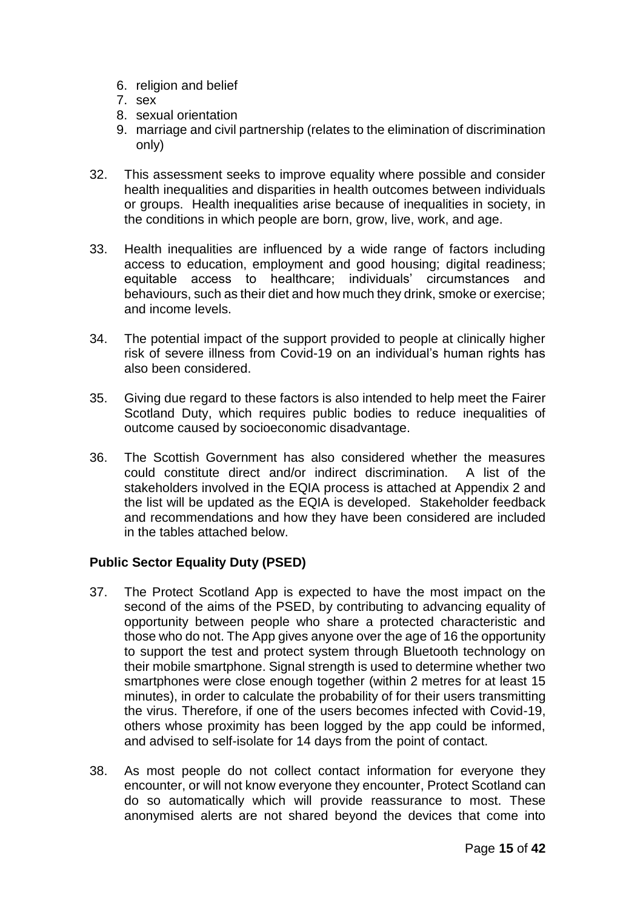6. religion and belief
7. sex
8. sexual orientation
9. marriage and civil partnership (relates to the elimination of discrimination only)

32. This assessment seeks to improve equality where possible and consider health inequalities and disparities in health outcomes between individuals or groups. Health inequalities arise because of inequalities in society, in the conditions in which people are born, grow, live, work, and age.

33. Health inequalities are influenced by a wide range of factors including access to education, employment and good housing; digital readiness; equitable access to healthcare; individuals' circumstances and behaviours, such as their diet and how much they drink, smoke or exercise; and income levels.

34. The potential impact of the support provided to people at clinically higher risk of severe illness from Covid-19 on an individual's human rights has also been considered.

35. Giving due regard to these factors is also intended to help meet the Fairer Scotland Duty, which requires public bodies to reduce inequalities of outcome caused by socioeconomic disadvantage.

36. The Scottish Government has also considered whether the measures could constitute direct and/or indirect discrimination. A list of the stakeholders involved in the EQIA process is attached at Appendix 2 and the list will be updated as the EQIA is developed. Stakeholder feedback and recommendations and how they have been considered are included in the tables attached below.

**Public Sector Equality Duty (PSED)**

37. The Protect Scotland App is expected to have the most impact on the second of the aims of the PSED, by contributing to advancing equality of opportunity between people who share a protected characteristic and those who do not. The App gives anyone over the age of 16 the opportunity to support the test and protect system through Bluetooth technology on their mobile smartphone. Signal strength is used to determine whether two smartphones were close enough together (within 2 metres for at least 15 minutes), in order to calculate the probability of for their users transmitting the virus. Therefore, if one of the users becomes infected with Covid-19, others whose proximity has been logged by the app could be informed, and advised to self-isolate for 14 days from the point of contact.

38. As most people do not collect contact information for everyone they encounter, or will not know everyone they encounter, Protect Scotland can do so automatically which will provide reassurance to most. These anonymised alerts are not shared beyond the devices that come into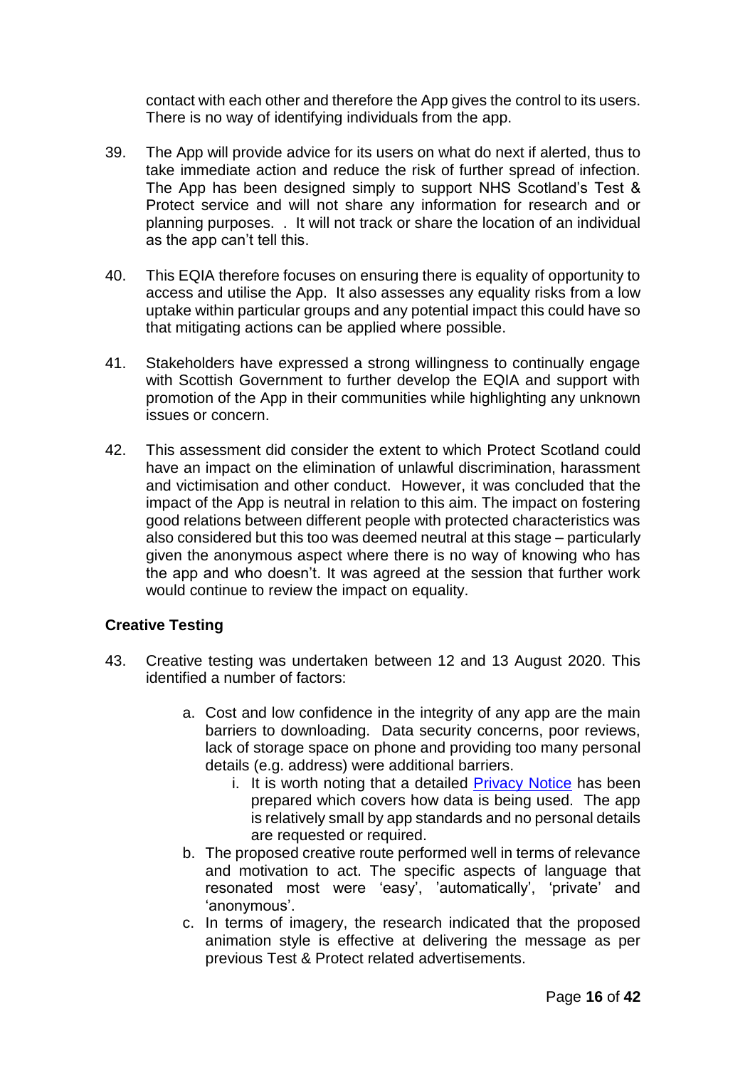contact with each other and therefore the App gives the control to its users. There is no way of identifying individuals from the app.

39. The App will provide advice for its users on what do next if alerted, thus to take immediate action and reduce the risk of further spread of infection. The App has been designed simply to support NHS Scotland's Test & Protect service and will not share any information for research and or planning purposes. . It will not track or share the location of an individual as the app can't tell this.

40. This EQIA therefore focuses on ensuring there is equality of opportunity to access and utilise the App. It also assesses any equality risks from a low uptake within particular groups and any potential impact this could have so that mitigating actions can be applied where possible.

41. Stakeholders have expressed a strong willingness to continually engage with Scottish Government to further develop the EQIA and support with promotion of the App in their communities while highlighting any unknown issues or concern.

42. This assessment did consider the extent to which Protect Scotland could have an impact on the elimination of unlawful discrimination, harassment and victimisation and other conduct. However, it was concluded that the impact of the App is neutral in relation to this aim. The impact on fostering good relations between different people with protected characteristics was also considered but this too was deemed neutral at this stage – particularly given the anonymous aspect where there is no way of knowing who has the app and who doesn't. It was agreed at the session that further work would continue to review the impact on equality.

**Creative Testing**

43. Creative testing was undertaken between 12 and 13 August 2020. This identified a number of factors:

    a. Cost and low confidence in the integrity of any app are the main barriers to downloading. Data security concerns, poor reviews, lack of storage space on phone and providing too many personal details (e.g. address) were additional barriers.
        i. It is worth noting that a detailed Privacy Notice has been prepared which covers how data is being used. The app is relatively small by app standards and no personal details are requested or required.
    b. The proposed creative route performed well in terms of relevance and motivation to act. The specific aspects of language that resonated most were 'easy', 'automatically', 'private' and 'anonymous'.
    c. In terms of imagery, the research indicated that the proposed animation style is effective at delivering the message as per previous Test & Protect related advertisements.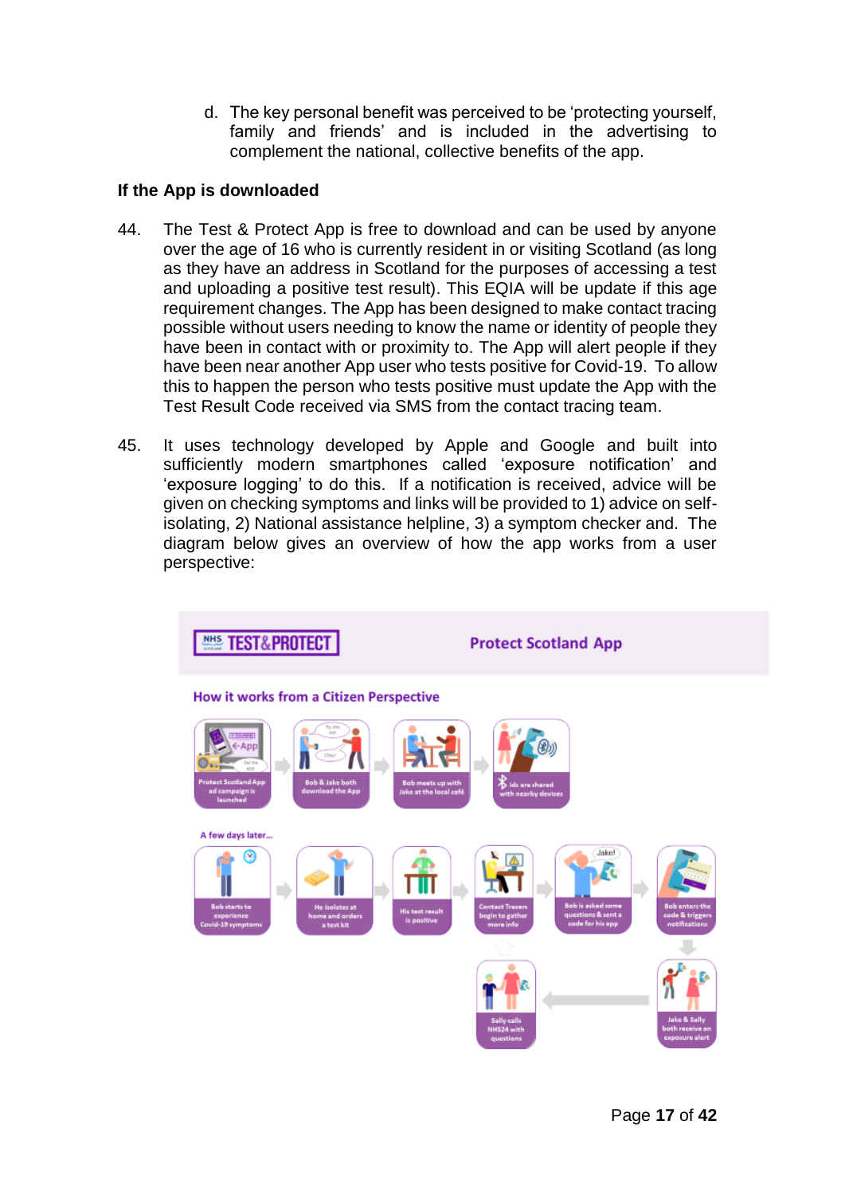d. The key personal benefit was perceived to be 'protecting yourself, family and friends' and is included in the advertising to complement the national, collective benefits of the app.

**If the App is downloaded**

44. The Test & Protect App is free to download and can be used by anyone over the age of 16 who is currently resident in or visiting Scotland (as long as they have an address in Scotland for the purposes of accessing a test and uploading a positive test result). This EQIA will be update if this age requirement changes. The App has been designed to make contact tracing possible without users needing to know the name or identity of people they have been in contact with or proximity to. The App will alert people if they have been near another App user who tests positive for Covid-19. To allow this to happen the person who tests positive must update the App with the Test Result Code received via SMS from the contact tracing team.

45. It uses technology developed by Apple and Google and built into sufficiently modern smartphones called 'exposure notification' and 'exposure logging' to do this. If a notification is received, advice will be given on checking symptoms and links will be provided to 1) advice on self-isolating, 2) National assistance helpline, 3) a symptom checker and. The diagram below gives an overview of how the app works from a user perspective:

NHS TEST&PROTECT — Protect Scotland App

How it works from a Citizen Perspective

- Protect Scotland App ad campaign is launched
- Bob & Jake both download the App
- Bob meets up with Jake at the local café
- Ids are shared with nearby devices

A few days later...

- Bob starts to experience Covid-19 symptoms
- He isolates at home and orders a test kit
- His test result is positive
- Contact Tracers begin to gather more info
- Bob is asked some questions & sent a code for his app
- Bob enters the code & triggers notifications
- Jake & Sally both receive an exposure alert
- Sally calls NHS24 with questions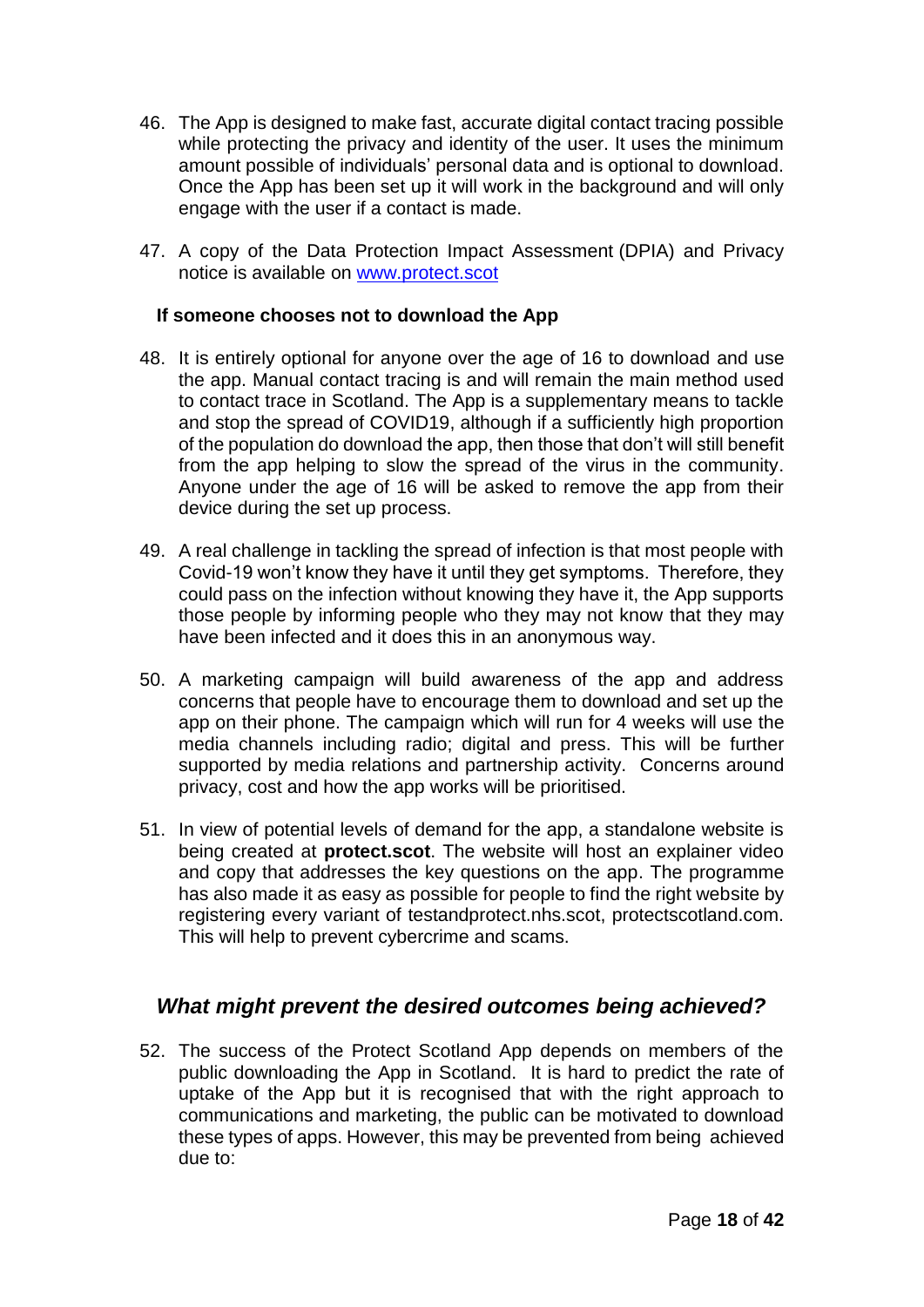46. The App is designed to make fast, accurate digital contact tracing possible while protecting the privacy and identity of the user. It uses the minimum amount possible of individuals' personal data and is optional to download. Once the App has been set up it will work in the background and will only engage with the user if a contact is made.

47. A copy of the Data Protection Impact Assessment (DPIA) and Privacy notice is available on [www.protect.scot](www.protect.scot)

**If someone chooses not to download the App**

48. It is entirely optional for anyone over the age of 16 to download and use the app. Manual contact tracing is and will remain the main method used to contact trace in Scotland. The App is a supplementary means to tackle and stop the spread of COVID19, although if a sufficiently high proportion of the population do download the app, then those that don't will still benefit from the app helping to slow the spread of the virus in the community. Anyone under the age of 16 will be asked to remove the app from their device during the set up process.

49. A real challenge in tackling the spread of infection is that most people with Covid-19 won't know they have it until they get symptoms. Therefore, they could pass on the infection without knowing they have it, the App supports those people by informing people who they may not know that they may have been infected and it does this in an anonymous way.

50. A marketing campaign will build awareness of the app and address concerns that people have to encourage them to download and set up the app on their phone. The campaign which will run for 4 weeks will use the media channels including radio; digital and press. This will be further supported by media relations and partnership activity. Concerns around privacy, cost and how the app works will be prioritised.

51. In view of potential levels of demand for the app, a standalone website is being created at **protect.scot**. The website will host an explainer video and copy that addresses the key questions on the app. The programme has also made it as easy as possible for people to find the right website by registering every variant of testandprotect.nhs.scot, protectscotland.com. This will help to prevent cybercrime and scams.

## *What might prevent the desired outcomes being achieved?*

52. The success of the Protect Scotland App depends on members of the public downloading the App in Scotland. It is hard to predict the rate of uptake of the App but it is recognised that with the right approach to communications and marketing, the public can be motivated to download these types of apps. However, this may be prevented from being achieved due to: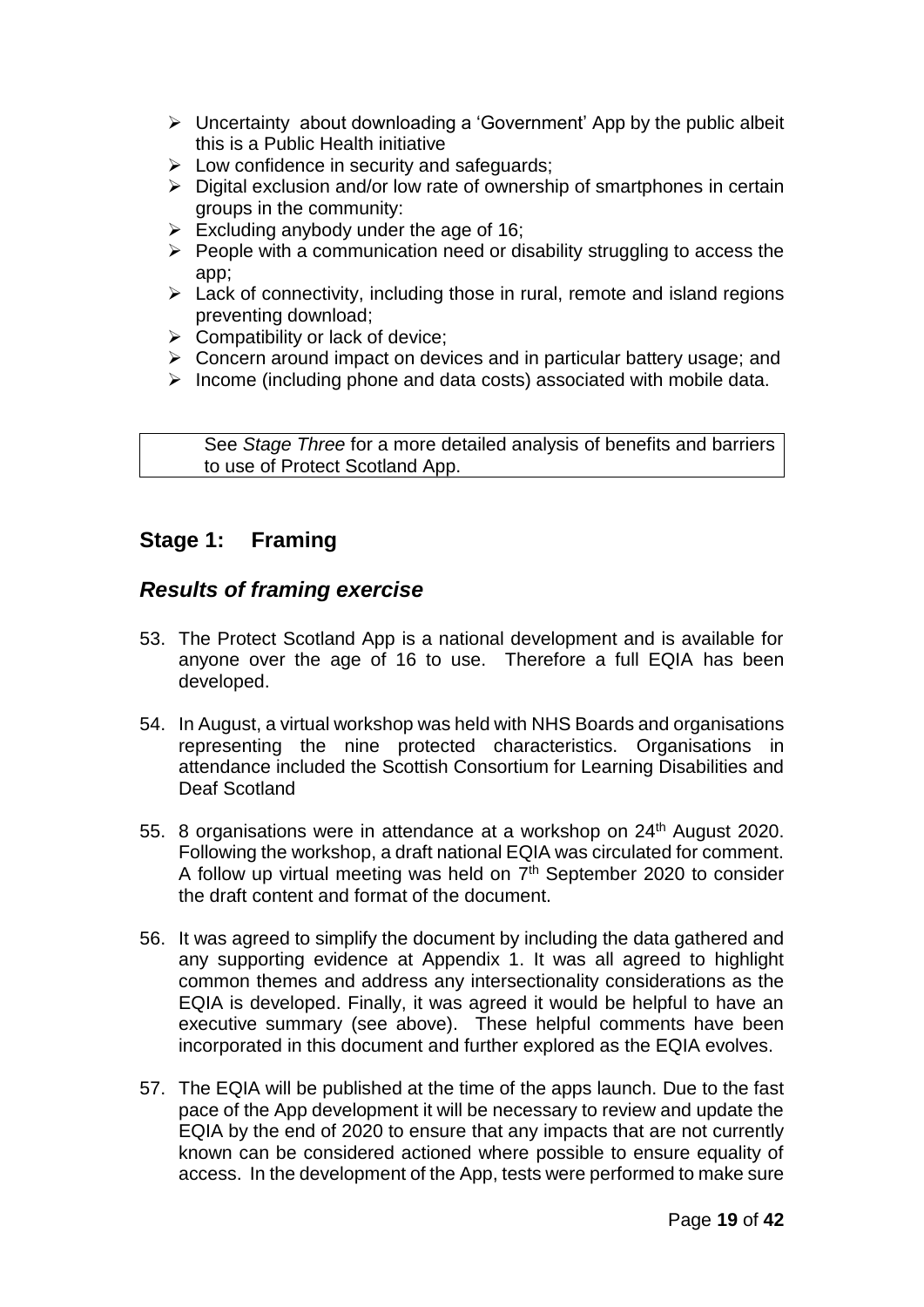- Uncertainty  about downloading a 'Government' App by the public albeit this is a Public Health initiative
- Low confidence in security and safeguards;
- Digital exclusion and/or low rate of ownership of smartphones in certain groups in the community:
- Excluding anybody under the age of 16;
- People with a communication need or disability struggling to access the app;
- Lack of connectivity, including those in rural, remote and island regions preventing download;
- Compatibility or lack of device;
- Concern around impact on devices and in particular battery usage; and
- Income (including phone and data costs) associated with mobile data.

| See *Stage Three* for a more detailed analysis of benefits and barriers to use of Protect Scotland App. |
|---|

## Stage 1: Framing

### *Results of framing exercise*

53. The Protect Scotland App is a national development and is available for anyone over the age of 16 to use. Therefore a full EQIA has been developed.

54. In August, a virtual workshop was held with NHS Boards and organisations representing the nine protected characteristics. Organisations in attendance included the Scottish Consortium for Learning Disabilities and Deaf Scotland

55. 8 organisations were in attendance at a workshop on 24th August 2020. Following the workshop, a draft national EQIA was circulated for comment. A follow up virtual meeting was held on 7th September 2020 to consider the draft content and format of the document.

56. It was agreed to simplify the document by including the data gathered and any supporting evidence at Appendix 1. It was all agreed to highlight common themes and address any intersectionality considerations as the EQIA is developed. Finally, it was agreed it would be helpful to have an executive summary (see above). These helpful comments have been incorporated in this document and further explored as the EQIA evolves.

57. The EQIA will be published at the time of the apps launch. Due to the fast pace of the App development it will be necessary to review and update the EQIA by the end of 2020 to ensure that any impacts that are not currently known can be considered actioned where possible to ensure equality of access. In the development of the App, tests were performed to make sure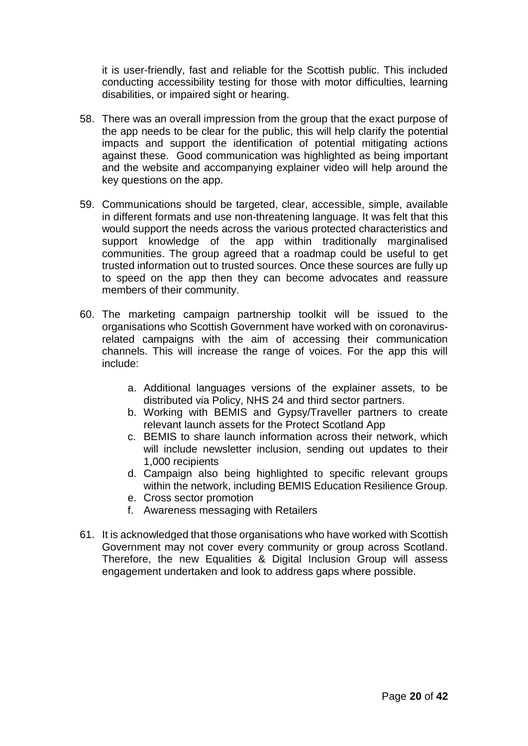it is user-friendly, fast and reliable for the Scottish public. This included conducting accessibility testing for those with motor difficulties, learning disabilities, or impaired sight or hearing.

58. There was an overall impression from the group that the exact purpose of the app needs to be clear for the public, this will help clarify the potential impacts and support the identification of potential mitigating actions against these. Good communication was highlighted as being important and the website and accompanying explainer video will help around the key questions on the app.

59. Communications should be targeted, clear, accessible, simple, available in different formats and use non-threatening language. It was felt that this would support the needs across the various protected characteristics and support knowledge of the app within traditionally marginalised communities. The group agreed that a roadmap could be useful to get trusted information out to trusted sources. Once these sources are fully up to speed on the app then they can become advocates and reassure members of their community.

60. The marketing campaign partnership toolkit will be issued to the organisations who Scottish Government have worked with on coronavirus-related campaigns with the aim of accessing their communication channels. This will increase the range of voices. For the app this will include:

    a. Additional languages versions of the explainer assets, to be distributed via Policy, NHS 24 and third sector partners.
    b. Working with BEMIS and Gypsy/Traveller partners to create relevant launch assets for the Protect Scotland App
    c. BEMIS to share launch information across their network, which will include newsletter inclusion, sending out updates to their 1,000 recipients
    d. Campaign also being highlighted to specific relevant groups within the network, including BEMIS Education Resilience Group.
    e. Cross sector promotion
    f. Awareness messaging with Retailers

61. It is acknowledged that those organisations who have worked with Scottish Government may not cover every community or group across Scotland. Therefore, the new Equalities & Digital Inclusion Group will assess engagement undertaken and look to address gaps where possible.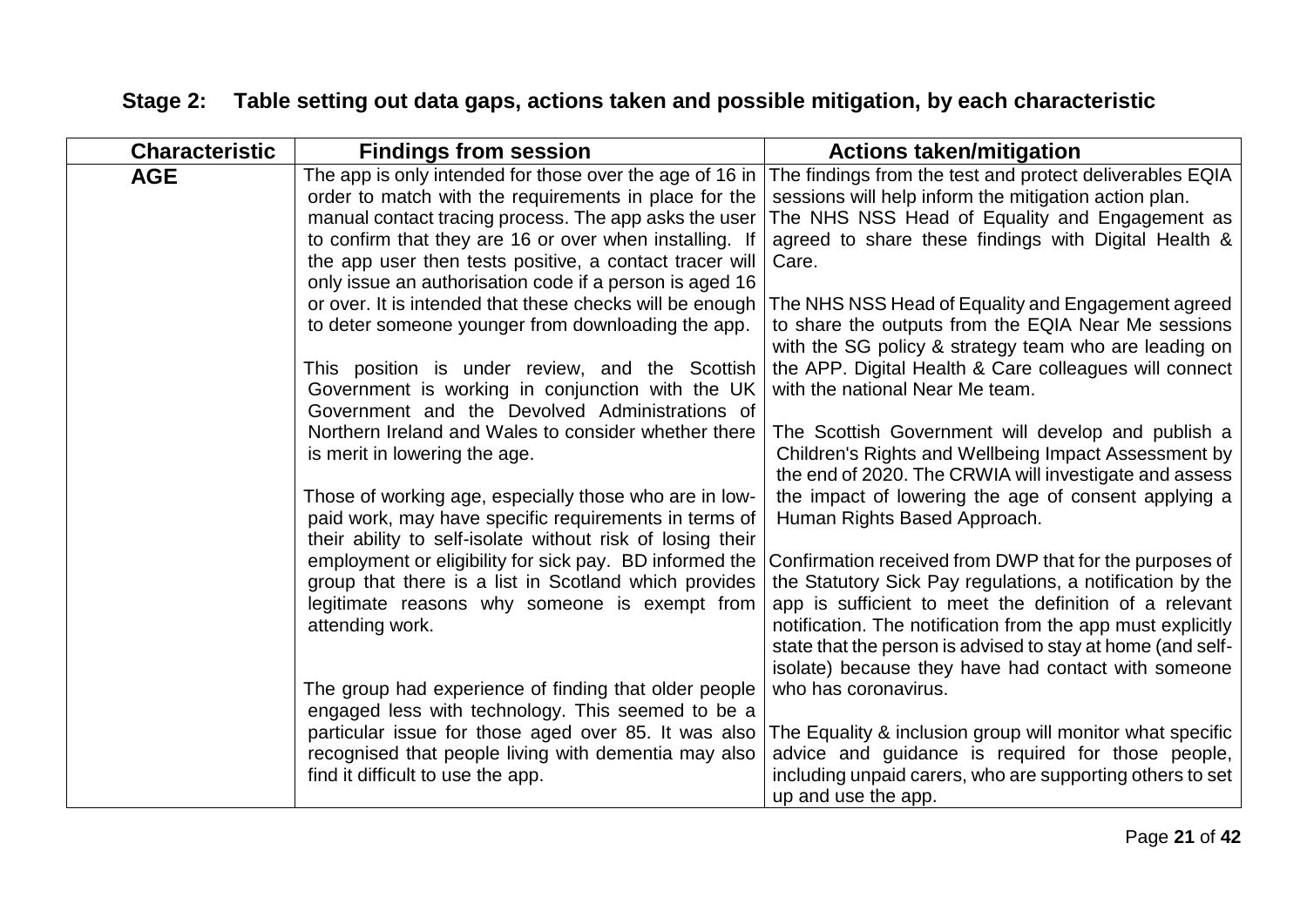## Stage 2: Table setting out data gaps, actions taken and possible mitigation, by each characteristic

| Characteristic | Findings from session | Actions taken/mitigation |
|---|---|---|
| **AGE** | The app is only intended for those over the age of 16 in order to match with the requirements in place for the manual contact tracing process. The app asks the user to confirm that they are 16 or over when installing. If the app user then tests positive, a contact tracer will only issue an authorisation code if a person is aged 16 or over. It is intended that these checks will be enough to deter someone younger from downloading the app.<br><br>This position is under review, and the Scottish Government is working in conjunction with the UK Government and the Devolved Administrations of Northern Ireland and Wales to consider whether there is merit in lowering the age.<br><br>Those of working age, especially those who are in low-paid work, may have specific requirements in terms of their ability to self-isolate without risk of losing their employment or eligibility for sick pay. BD informed the group that there is a list in Scotland which provides legitimate reasons why someone is exempt from attending work.<br><br>The group had experience of finding that older people engaged less with technology. This seemed to be a particular issue for those aged over 85. It was also recognised that people living with dementia may also find it difficult to use the app. | The findings from the test and protect deliverables EQIA sessions will help inform the mitigation action plan.<br>The NHS NSS Head of Equality and Engagement as agreed to share these findings with Digital Health & Care.<br><br>The NHS NSS Head of Equality and Engagement agreed to share the outputs from the EQIA Near Me sessions with the SG policy & strategy team who are leading on the APP. Digital Health & Care colleagues will connect with the national Near Me team.<br><br>The Scottish Government will develop and publish a Children's Rights and Wellbeing Impact Assessment by the end of 2020. The CRWIA will investigate and assess the impact of lowering the age of consent applying a Human Rights Based Approach.<br><br>Confirmation received from DWP that for the purposes of the Statutory Sick Pay regulations, a notification by the app is sufficient to meet the definition of a relevant notification. The notification from the app must explicitly state that the person is advised to stay at home (and self-isolate) because they have had contact with someone who has coronavirus.<br><br>The Equality & inclusion group will monitor what specific advice and guidance is required for those people, including unpaid carers, who are supporting others to set up and use the app. |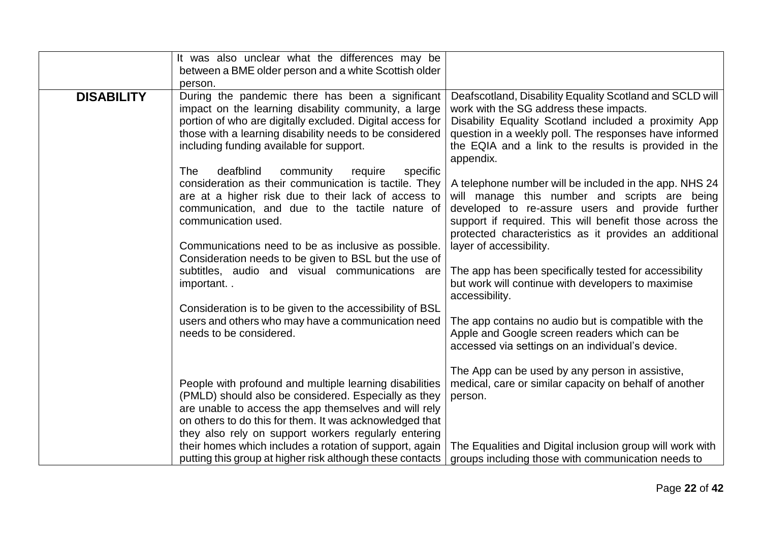| | | |
|---|---|---|
| | It was also unclear what the differences may be between a BME older person and a white Scottish older person. | |
| **DISABILITY** | During the pandemic there has been a significant impact on the learning disability community, a large portion of who are digitally excluded. Digital access for those with a learning disability needs to be considered including funding available for support.<br><br>The deafblind community require specific consideration as their communication is tactile. They are at a higher risk due to their lack of access to communication, and due to the tactile nature of communication used.<br><br>Communications need to be as inclusive as possible. Consideration needs to be given to BSL but the use of subtitles, audio and visual communications are important. .<br><br>Consideration is to be given to the accessibility of BSL users and others who may have a communication need needs to be considered.<br><br>People with profound and multiple learning disabilities (PMLD) should also be considered. Especially as they are unable to access the app themselves and will rely on others to do this for them. It was acknowledged that they also rely on support workers regularly entering their homes which includes a rotation of support, again putting this group at higher risk although these contacts | Deafscotland, Disability Equality Scotland and SCLD will work with the SG address these impacts.<br>Disability Equality Scotland included a proximity App question in a weekly poll. The responses have informed the EQIA and a link to the results is provided in the appendix.<br><br>A telephone number will be included in the app. NHS 24 will manage this number and scripts are being developed to re-assure users and provide further support if required. This will benefit those across the protected characteristics as it provides an additional layer of accessibility.<br><br>The app has been specifically tested for accessibility but work will continue with developers to maximise accessibility.<br><br>The app contains no audio but is compatible with the Apple and Google screen readers which can be accessed via settings on an individual's device.<br><br>The App can be used by any person in assistive, medical, care or similar capacity on behalf of another person.<br><br>The Equalities and Digital inclusion group will work with groups including those with communication needs to |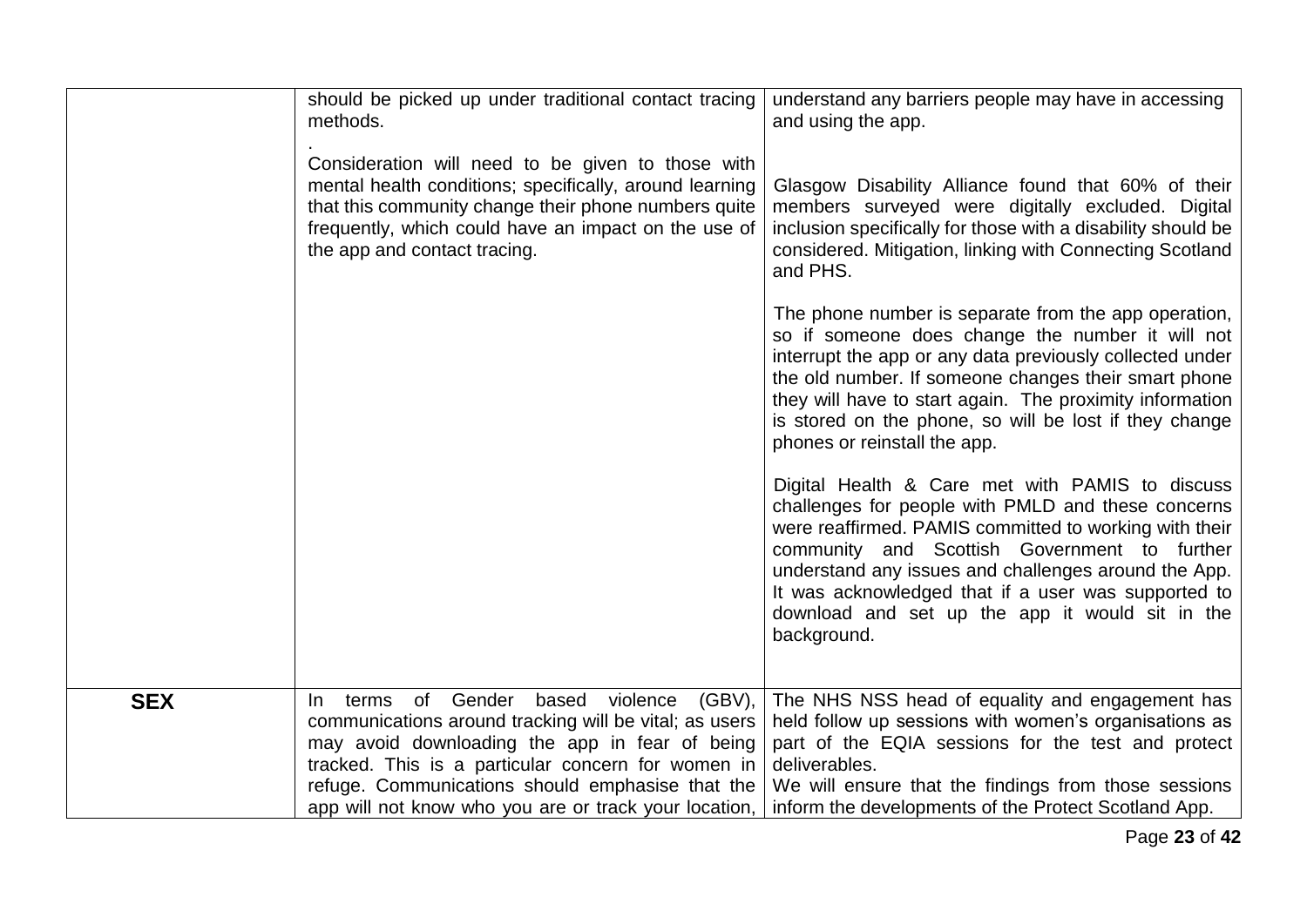| | | |
|---|---|---|
| | should be picked up under traditional contact tracing methods.<br><br>.<br>Consideration will need to be given to those with mental health conditions; specifically, around learning that this community change their phone numbers quite frequently, which could have an impact on the use of the app and contact tracing. | understand any barriers people may have in accessing and using the app.<br><br>Glasgow Disability Alliance found that 60% of their members surveyed were digitally excluded. Digital inclusion specifically for those with a disability should be considered. Mitigation, linking with Connecting Scotland and PHS.<br><br>The phone number is separate from the app operation, so if someone does change the number it will not interrupt the app or any data previously collected under the old number. If someone changes their smart phone they will have to start again. The proximity information is stored on the phone, so will be lost if they change phones or reinstall the app.<br><br>Digital Health & Care met with PAMIS to discuss challenges for people with PMLD and these concerns were reaffirmed. PAMIS committed to working with their community and Scottish Government to further understand any issues and challenges around the App. It was acknowledged that if a user was supported to download and set up the app it would sit in the background. |
| **SEX** | In terms of Gender based violence (GBV), communications around tracking will be vital; as users may avoid downloading the app in fear of being tracked. This is a particular concern for women in refuge. Communications should emphasise that the app will not know who you are or track your location, | The NHS NSS head of equality and engagement has held follow up sessions with women's organisations as part of the EQIA sessions for the test and protect deliverables.<br>We will ensure that the findings from those sessions inform the developments of the Protect Scotland App. |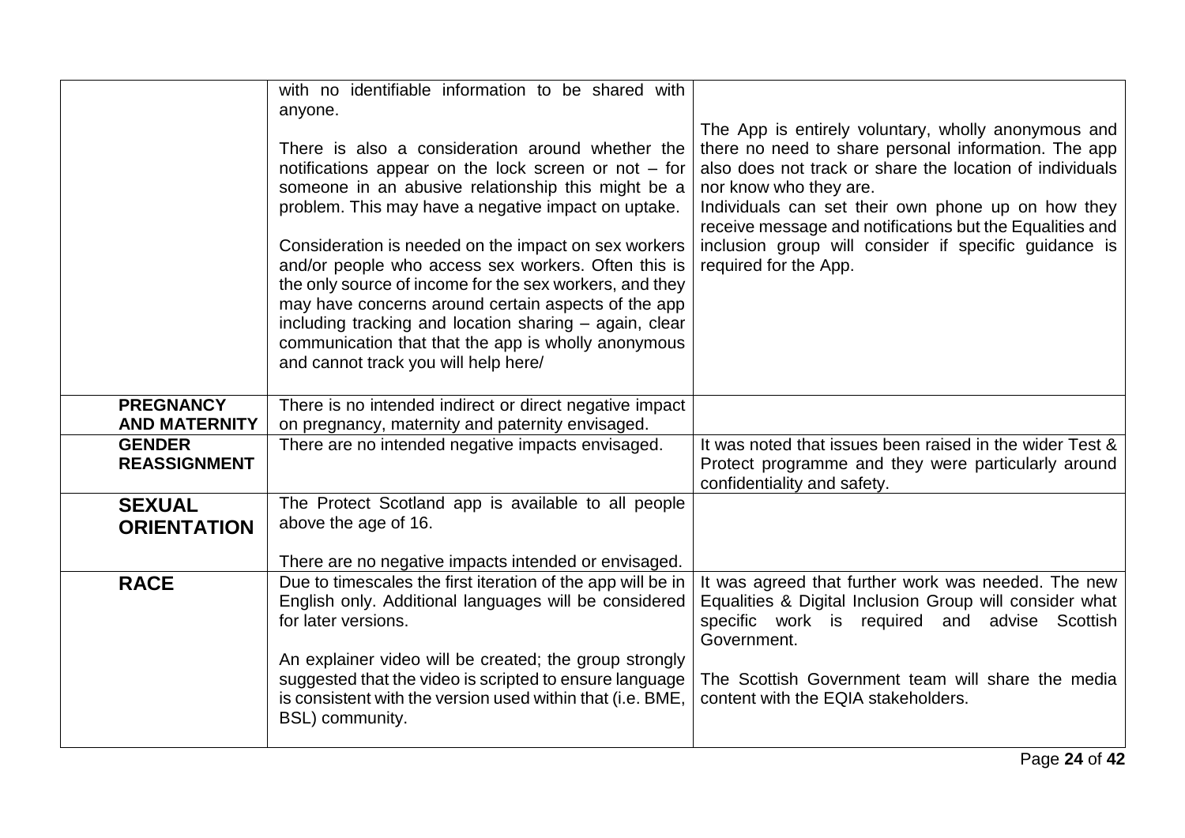| | | |
|---|---|---|
| | with no identifiable information to be shared with anyone.<br><br>There is also a consideration around whether the notifications appear on the lock screen or not – for someone in an abusive relationship this might be a problem. This may have a negative impact on uptake.<br><br>Consideration is needed on the impact on sex workers and/or people who access sex workers. Often this is the only source of income for the sex workers, and they may have concerns around certain aspects of the app including tracking and location sharing – again, clear communication that that the app is wholly anonymous and cannot track you will help here/ | The App is entirely voluntary, wholly anonymous and there no need to share personal information. The app also does not track or share the location of individuals nor know who they are.<br>Individuals can set their own phone up on how they receive message and notifications but the Equalities and inclusion group will consider if specific guidance is required for the App. |
| **PREGNANCY AND MATERNITY** | There is no intended indirect or direct negative impact on pregnancy, maternity and paternity envisaged. | |
| **GENDER REASSIGNMENT** | There are no intended negative impacts envisaged. | It was noted that issues been raised in the wider Test & Protect programme and they were particularly around confidentiality and safety. |
| **SEXUAL ORIENTATION** | The Protect Scotland app is available to all people above the age of 16.<br><br>There are no negative impacts intended or envisaged. | |
| **RACE** | Due to timescales the first iteration of the app will be in English only. Additional languages will be considered for later versions.<br><br>An explainer video will be created; the group strongly suggested that the video is scripted to ensure language is consistent with the version used within that (i.e. BME, BSL) community. | It was agreed that further work was needed. The new Equalities & Digital Inclusion Group will consider what specific work is required and advise Scottish Government.<br><br>The Scottish Government team will share the media content with the EQIA stakeholders. |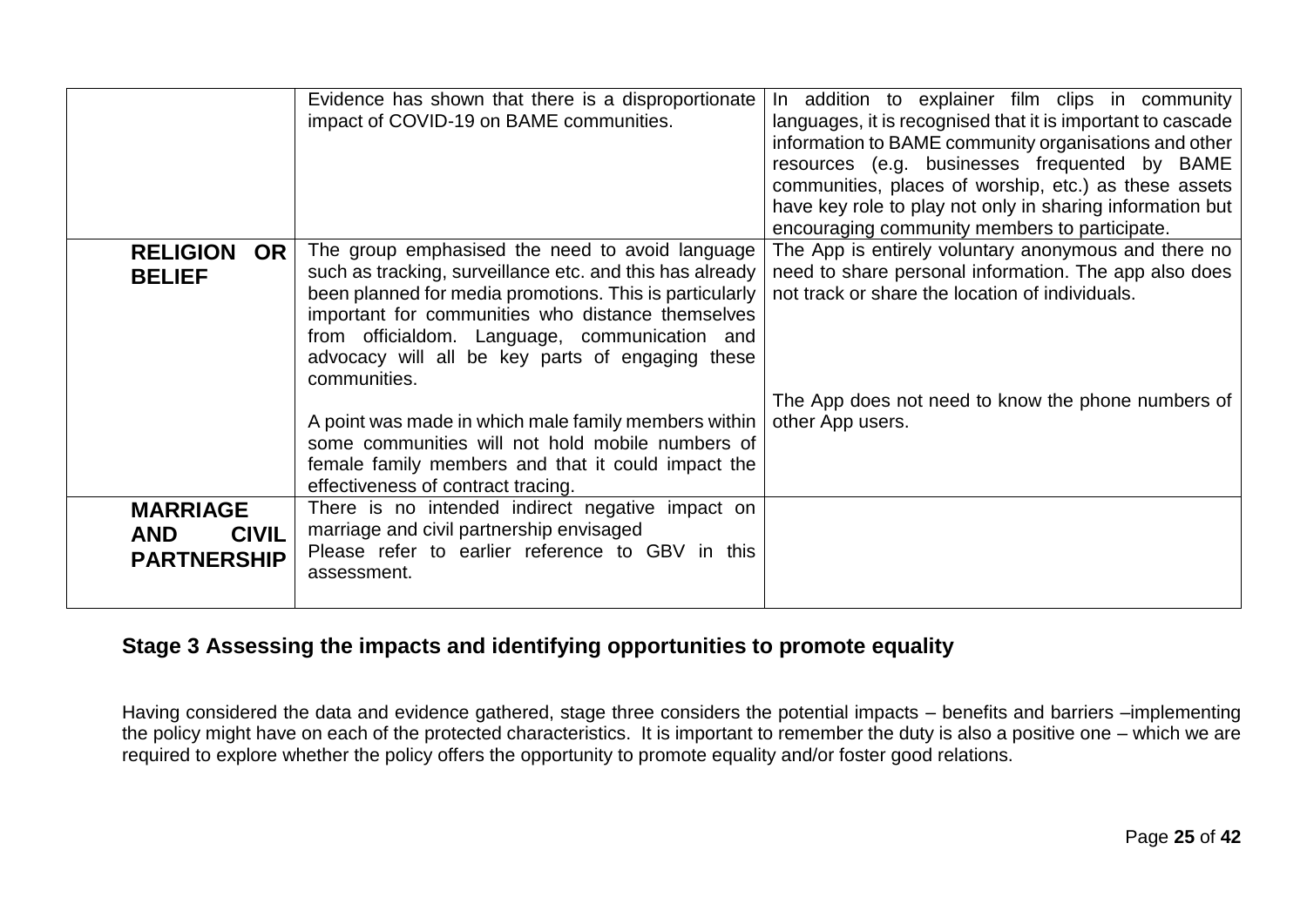| | | |
|---|---|---|
| | Evidence has shown that there is a disproportionate impact of COVID-19 on BAME communities. | In addition to explainer film clips in community languages, it is recognised that it is important to cascade information to BAME community organisations and other resources (e.g. businesses frequented by BAME communities, places of worship, etc.) as these assets have key role to play not only in sharing information but encouraging community members to participate. |
| **RELIGION OR BELIEF** | The group emphasised the need to avoid language such as tracking, surveillance etc. and this has already been planned for media promotions. This is particularly important for communities who distance themselves from officialdom. Language, communication and advocacy will all be key parts of engaging these communities.<br><br>A point was made in which male family members within some communities will not hold mobile numbers of female family members and that it could impact the effectiveness of contract tracing. | The App is entirely voluntary anonymous and there no need to share personal information. The app also does not track or share the location of individuals.<br><br>The App does not need to know the phone numbers of other App users. |
| **MARRIAGE AND CIVIL PARTNERSHIP** | There is no intended indirect negative impact on marriage and civil partnership envisaged<br>Please refer to earlier reference to GBV in this assessment. | |

## Stage 3 Assessing the impacts and identifying opportunities to promote equality

Having considered the data and evidence gathered, stage three considers the potential impacts – benefits and barriers –implementing the policy might have on each of the protected characteristics. It is important to remember the duty is also a positive one – which we are required to explore whether the policy offers the opportunity to promote equality and/or foster good relations.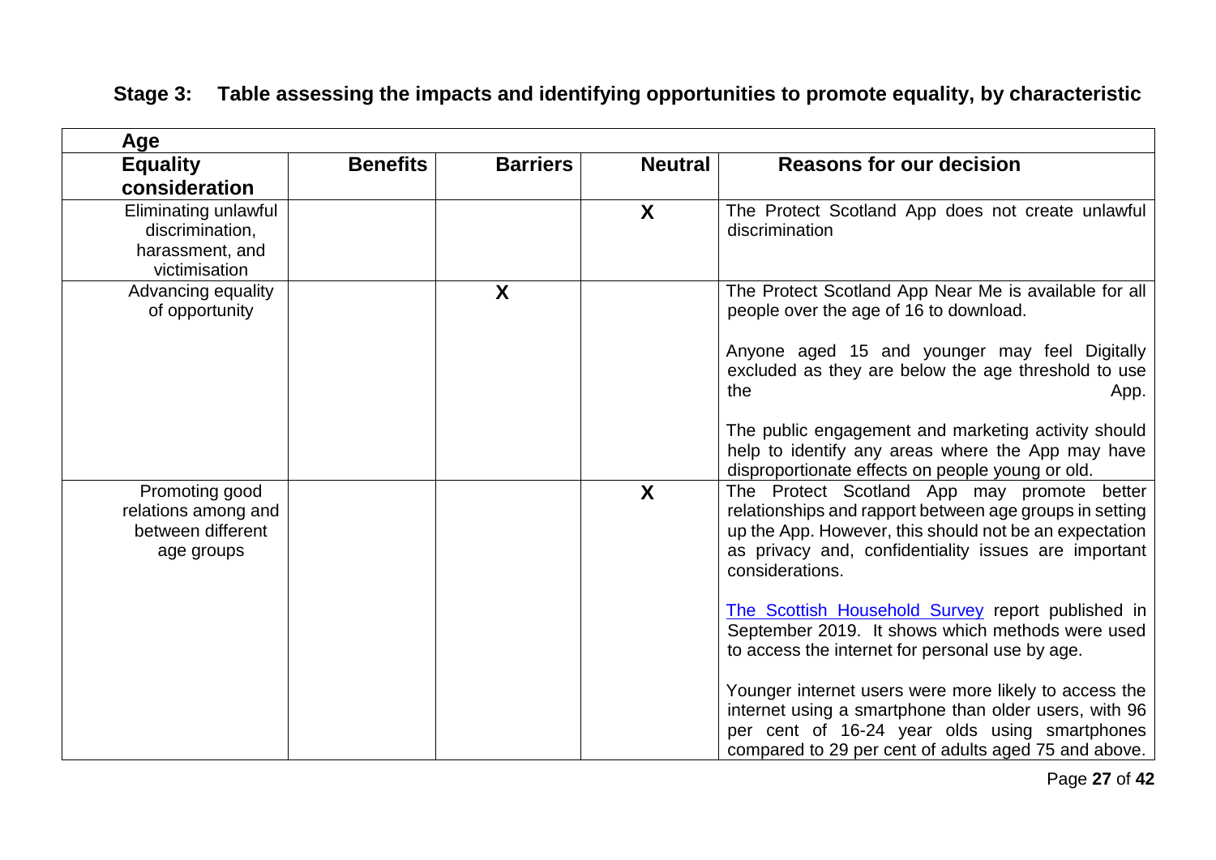## Stage 3: Table assessing the impacts and identifying opportunities to promote equality, by characteristic

| Age | | | | |
|---|---|---|---|---|
| **Equality consideration** | **Benefits** | **Barriers** | **Neutral** | **Reasons for our decision** |
| Eliminating unlawful discrimination, harassment, and victimisation | | | X | The Protect Scotland App does not create unlawful discrimination |
| Advancing equality of opportunity | | X | | The Protect Scotland App Near Me is available for all people over the age of 16 to download.<br><br>Anyone aged 15 and younger may feel Digitally excluded as they are below the age threshold to use the App.<br><br>The public engagement and marketing activity should help to identify any areas where the App may have disproportionate effects on people young or old. |
| Promoting good relations among and between different age groups | | | X | The Protect Scotland App may promote better relationships and rapport between age groups in setting up the App. However, this should not be an expectation as privacy and, confidentiality issues are important considerations.<br><br>The Scottish Household Survey report published in September 2019. It shows which methods were used to access the internet for personal use by age.<br><br>Younger internet users were more likely to access the internet using a smartphone than older users, with 96 per cent of 16-24 year olds using smartphones compared to 29 per cent of adults aged 75 and above. |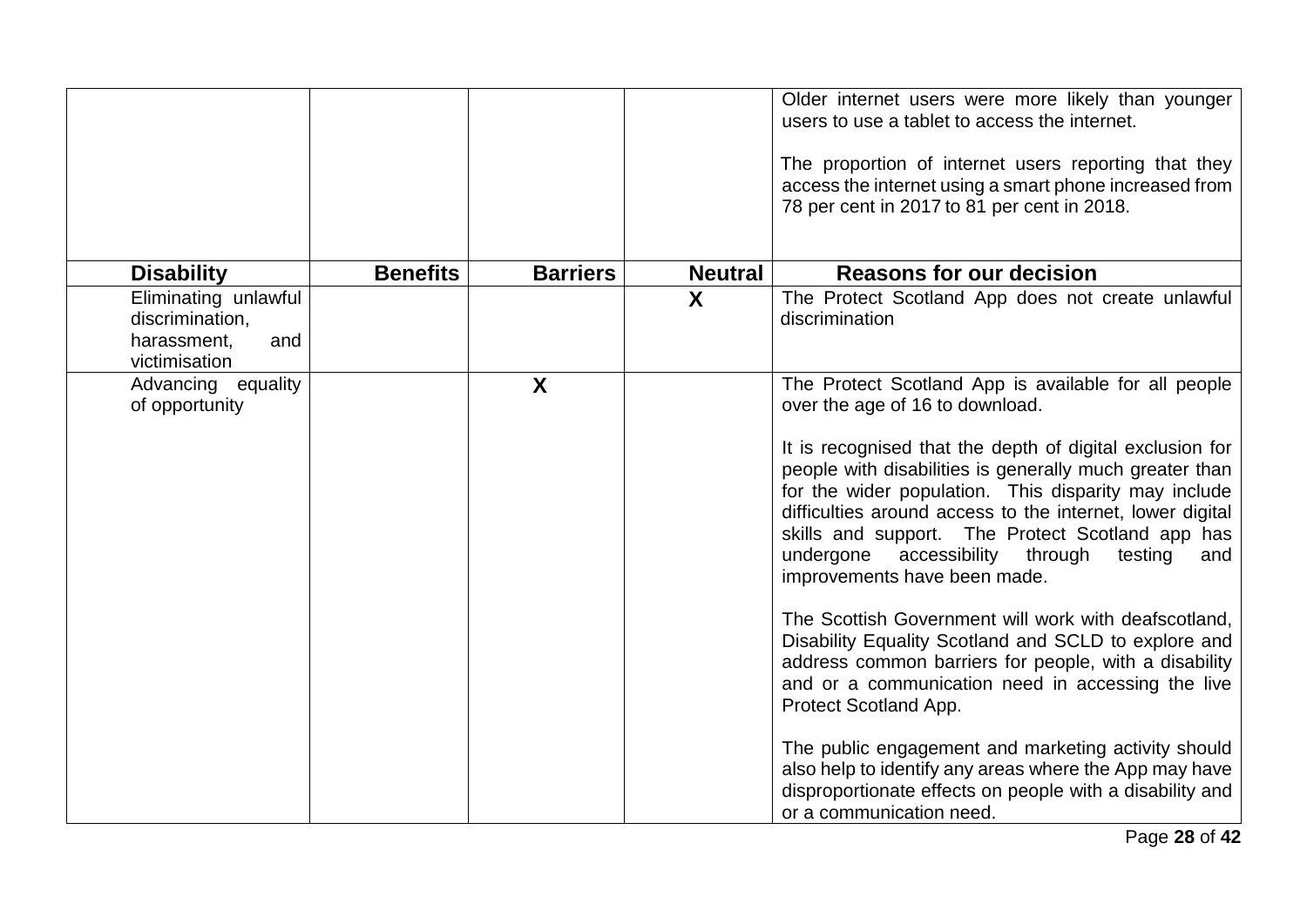| | | | | |
|---|---|---|---|---|
| | | | | Older internet users were more likely than younger users to use a tablet to access the internet.<br><br>The proportion of internet users reporting that they access the internet using a smart phone increased from 78 per cent in 2017 to 81 per cent in 2018. |
| **Disability** | **Benefits** | **Barriers** | **Neutral** | **Reasons for our decision** |
| Eliminating unlawful discrimination, harassment, and victimisation | | | **X** | The Protect Scotland App does not create unlawful discrimination |
| Advancing equality of opportunity | | **X** | | The Protect Scotland App is available for all people over the age of 16 to download.<br><br>It is recognised that the depth of digital exclusion for people with disabilities is generally much greater than for the wider population. This disparity may include difficulties around access to the internet, lower digital skills and support. The Protect Scotland app has undergone accessibility through testing and improvements have been made.<br><br>The Scottish Government will work with deafscotland, Disability Equality Scotland and SCLD to explore and address common barriers for people, with a disability and or a communication need in accessing the live Protect Scotland App.<br><br>The public engagement and marketing activity should also help to identify any areas where the App may have disproportionate effects on people with a disability and or a communication need. |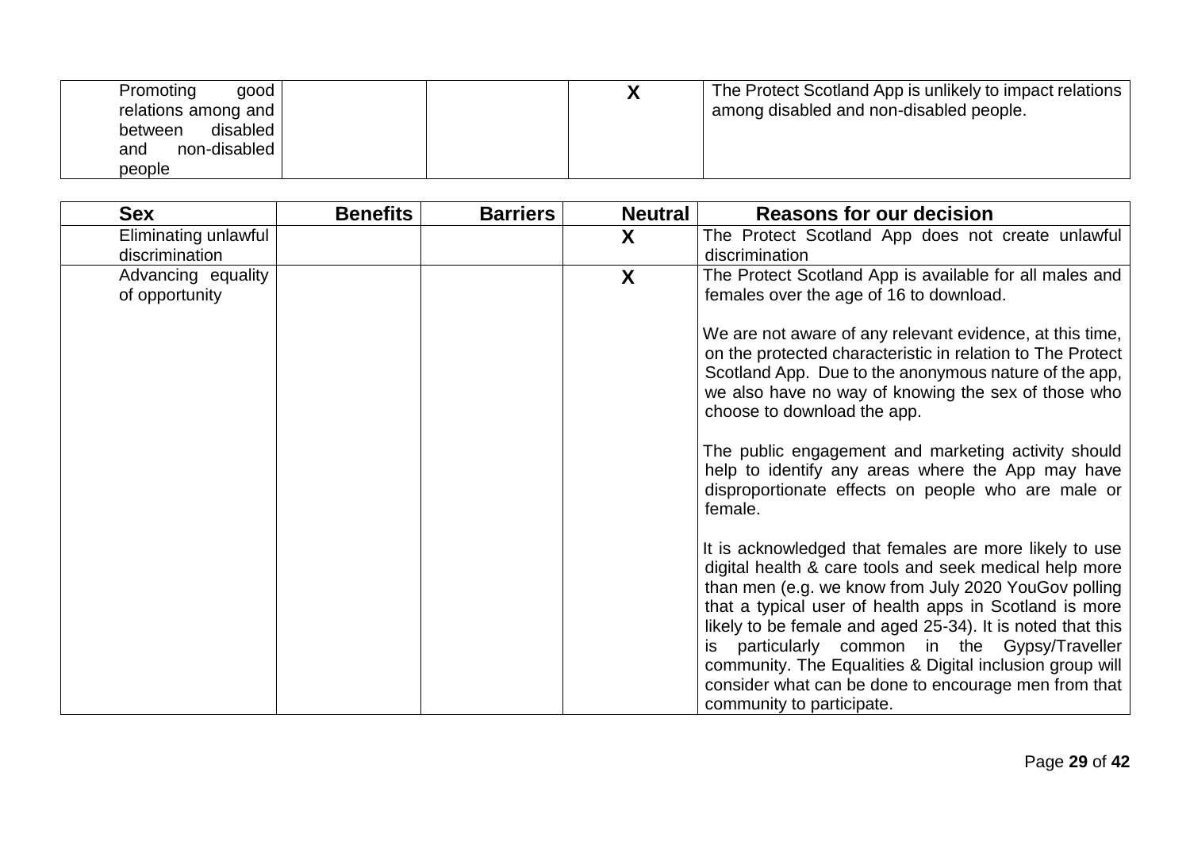| | | | | |
|---|---|---|---|---|
| Promoting good relations among and between disabled and non-disabled people | | | X | The Protect Scotland App is unlikely to impact relations among disabled and non-disabled people. |

| Sex | Benefits | Barriers | Neutral | Reasons for our decision |
|---|---|---|---|---|
| Eliminating unlawful discrimination | | | X | The Protect Scotland App does not create unlawful discrimination |
| Advancing equality of opportunity | | | X | The Protect Scotland App is available for all males and females over the age of 16 to download.<br><br>We are not aware of any relevant evidence, at this time, on the protected characteristic in relation to The Protect Scotland App. Due to the anonymous nature of the app, we also have no way of knowing the sex of those who choose to download the app.<br><br>The public engagement and marketing activity should help to identify any areas where the App may have disproportionate effects on people who are male or female.<br><br>It is acknowledged that females are more likely to use digital health & care tools and seek medical help more than men (e.g. we know from July 2020 YouGov polling that a typical user of health apps in Scotland is more likely to be female and aged 25-34). It is noted that this is particularly common in the Gypsy/Traveller community. The Equalities & Digital inclusion group will consider what can be done to encourage men from that community to participate. |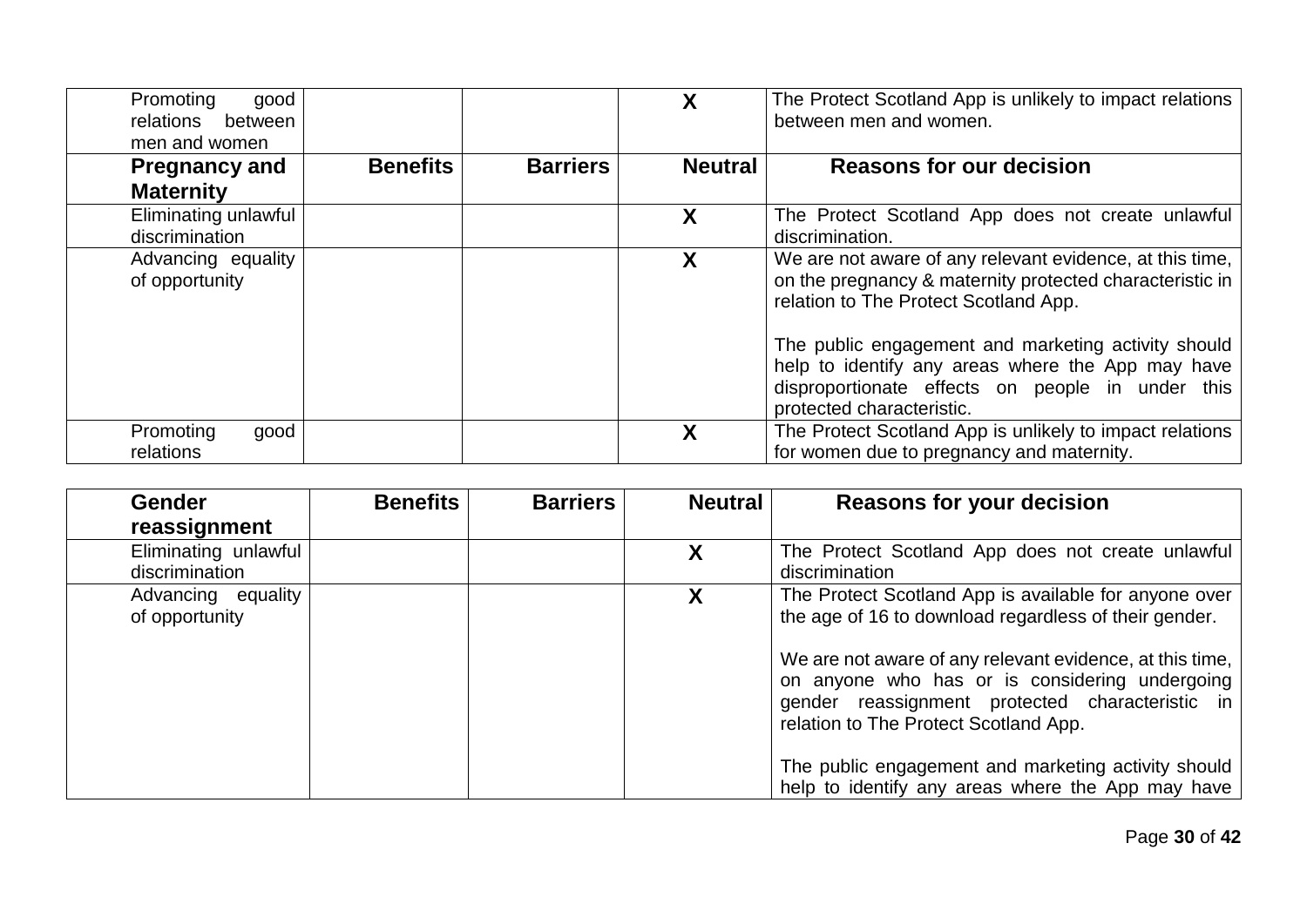| Promoting good relations between men and women | | | X | The Protect Scotland App is unlikely to impact relations between men and women. |
|---|---|---|---|---|
| **Pregnancy and Maternity** | **Benefits** | **Barriers** | **Neutral** | **Reasons for our decision** |
| Eliminating unlawful discrimination | | | X | The Protect Scotland App does not create unlawful discrimination. |
| Advancing equality of opportunity | | | X | We are not aware of any relevant evidence, at this time, on the pregnancy & maternity protected characteristic in relation to The Protect Scotland App.<br><br>The public engagement and marketing activity should help to identify any areas where the App may have disproportionate effects on people in under this protected characteristic. |
| Promoting good relations | | | X | The Protect Scotland App is unlikely to impact relations for women due to pregnancy and maternity. |

| **Gender reassignment** | **Benefits** | **Barriers** | **Neutral** | **Reasons for your decision** |
|---|---|---|---|---|
| Eliminating unlawful discrimination | | | X | The Protect Scotland App does not create unlawful discrimination |
| Advancing equality of opportunity | | | X | The Protect Scotland App is available for anyone over the age of 16 to download regardless of their gender.<br><br>We are not aware of any relevant evidence, at this time, on anyone who has or is considering undergoing gender reassignment protected characteristic in relation to The Protect Scotland App.<br><br>The public engagement and marketing activity should help to identify any areas where the App may have |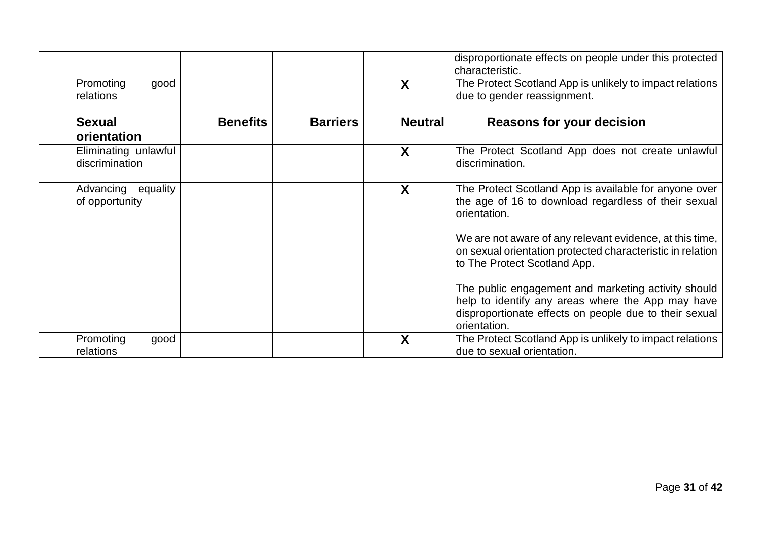| | | | | |
|---|---|---|---|---|
| | | | | disproportionate effects on people under this protected characteristic. |
| Promoting good relations | | | X | The Protect Scotland App is unlikely to impact relations due to gender reassignment. |
| **Sexual orientation** | **Benefits** | **Barriers** | **Neutral** | **Reasons for your decision** |
| Eliminating unlawful discrimination | | | X | The Protect Scotland App does not create unlawful discrimination. |
| Advancing equality of opportunity | | | X | The Protect Scotland App is available for anyone over the age of 16 to download regardless of their sexual orientation.<br><br>We are not aware of any relevant evidence, at this time, on sexual orientation protected characteristic in relation to The Protect Scotland App.<br><br>The public engagement and marketing activity should help to identify any areas where the App may have disproportionate effects on people due to their sexual orientation. |
| Promoting good relations | | | X | The Protect Scotland App is unlikely to impact relations due to sexual orientation. |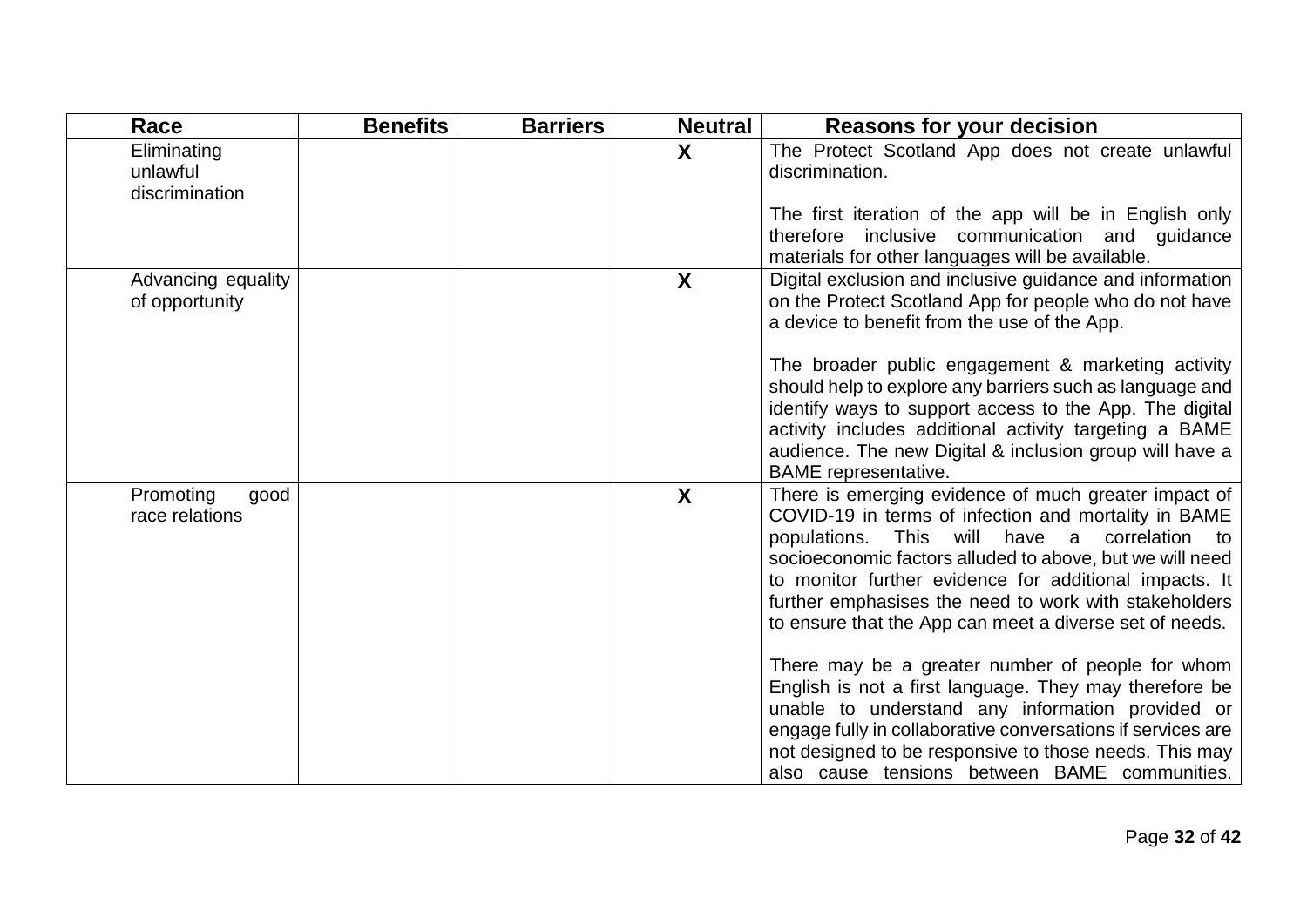| Race | Benefits | Barriers | Neutral | Reasons for your decision |
| --- | --- | --- | --- | --- |
| Eliminating unlawful discrimination | | | X | The Protect Scotland App does not create unlawful discrimination.<br><br>The first iteration of the app will be in English only therefore inclusive communication and guidance materials for other languages will be available. |
| Advancing equality of opportunity | | | X | Digital exclusion and inclusive guidance and information on the Protect Scotland App for people who do not have a device to benefit from the use of the App.<br><br>The broader public engagement & marketing activity should help to explore any barriers such as language and identify ways to support access to the App. The digital activity includes additional activity targeting a BAME audience. The new Digital & inclusion group will have a BAME representative. |
| Promoting good race relations | | | X | There is emerging evidence of much greater impact of COVID-19 in terms of infection and mortality in BAME populations. This will have a correlation to socioeconomic factors alluded to above, but we will need to monitor further evidence for additional impacts. It further emphasises the need to work with stakeholders to ensure that the App can meet a diverse set of needs.<br><br>There may be a greater number of people for whom English is not a first language. They may therefore be unable to understand any information provided or engage fully in collaborative conversations if services are not designed to be responsive to those needs. This may also cause tensions between BAME communities. |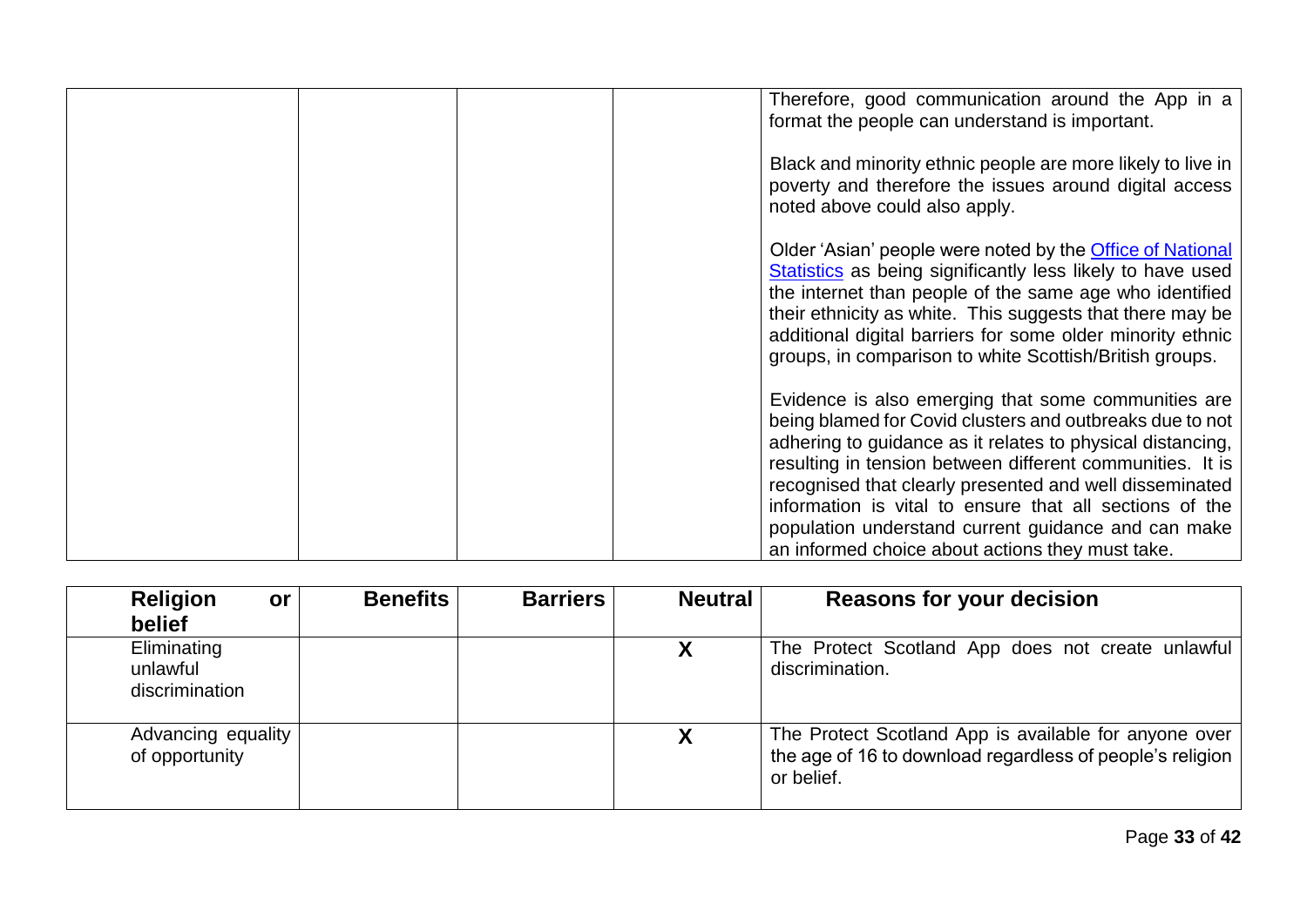| | | | | |
|---|---|---|---|---|
| | | | | Therefore, good communication around the App in a format the people can understand is important.<br><br>Black and minority ethnic people are more likely to live in poverty and therefore the issues around digital access noted above could also apply.<br><br>Older 'Asian' people were noted by the [Office of National Statistics](#) as being significantly less likely to have used the internet than people of the same age who identified their ethnicity as white. This suggests that there may be additional digital barriers for some older minority ethnic groups, in comparison to white Scottish/British groups.<br><br>Evidence is also emerging that some communities are being blamed for Covid clusters and outbreaks due to not adhering to guidance as it relates to physical distancing, resulting in tension between different communities. It is recognised that clearly presented and well disseminated information is vital to ensure that all sections of the population understand current guidance and can make an informed choice about actions they must take. |

| **Religion or belief** | **Benefits** | **Barriers** | **Neutral** | **Reasons for your decision** |
|---|---|---|---|---|
| Eliminating unlawful discrimination | | | **X** | The Protect Scotland App does not create unlawful discrimination. |
| Advancing equality of opportunity | | | **X** | The Protect Scotland App is available for anyone over the age of 16 to download regardless of people's religion or belief. |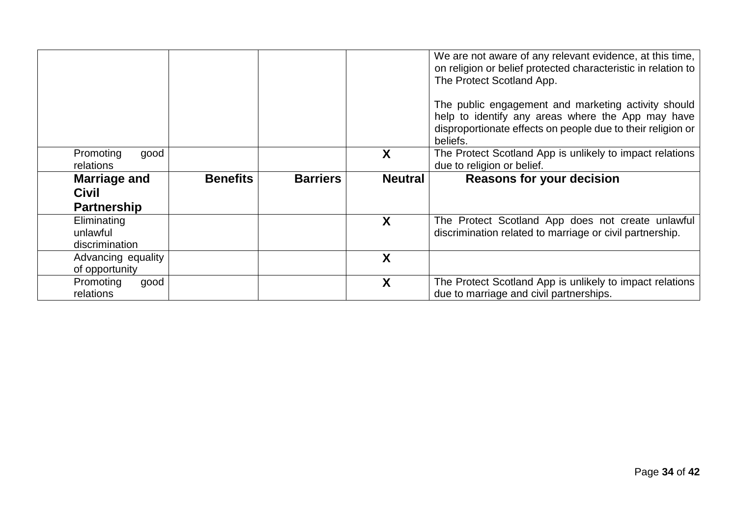| | | | | |
|---|---|---|---|---|
| | | | | We are not aware of any relevant evidence, at this time, on religion or belief protected characteristic in relation to The Protect Scotland App.<br><br>The public engagement and marketing activity should help to identify any areas where the App may have disproportionate effects on people due to their religion or beliefs. |
| Promoting good relations | | | X | The Protect Scotland App is unlikely to impact relations due to religion or belief. |
| **Marriage and Civil Partnership** | **Benefits** | **Barriers** | **Neutral** | **Reasons for your decision** |
| Eliminating unlawful discrimination | | | X | The Protect Scotland App does not create unlawful discrimination related to marriage or civil partnership. |
| Advancing equality of opportunity | | | X | |
| Promoting good relations | | | X | The Protect Scotland App is unlikely to impact relations due to marriage and civil partnerships. |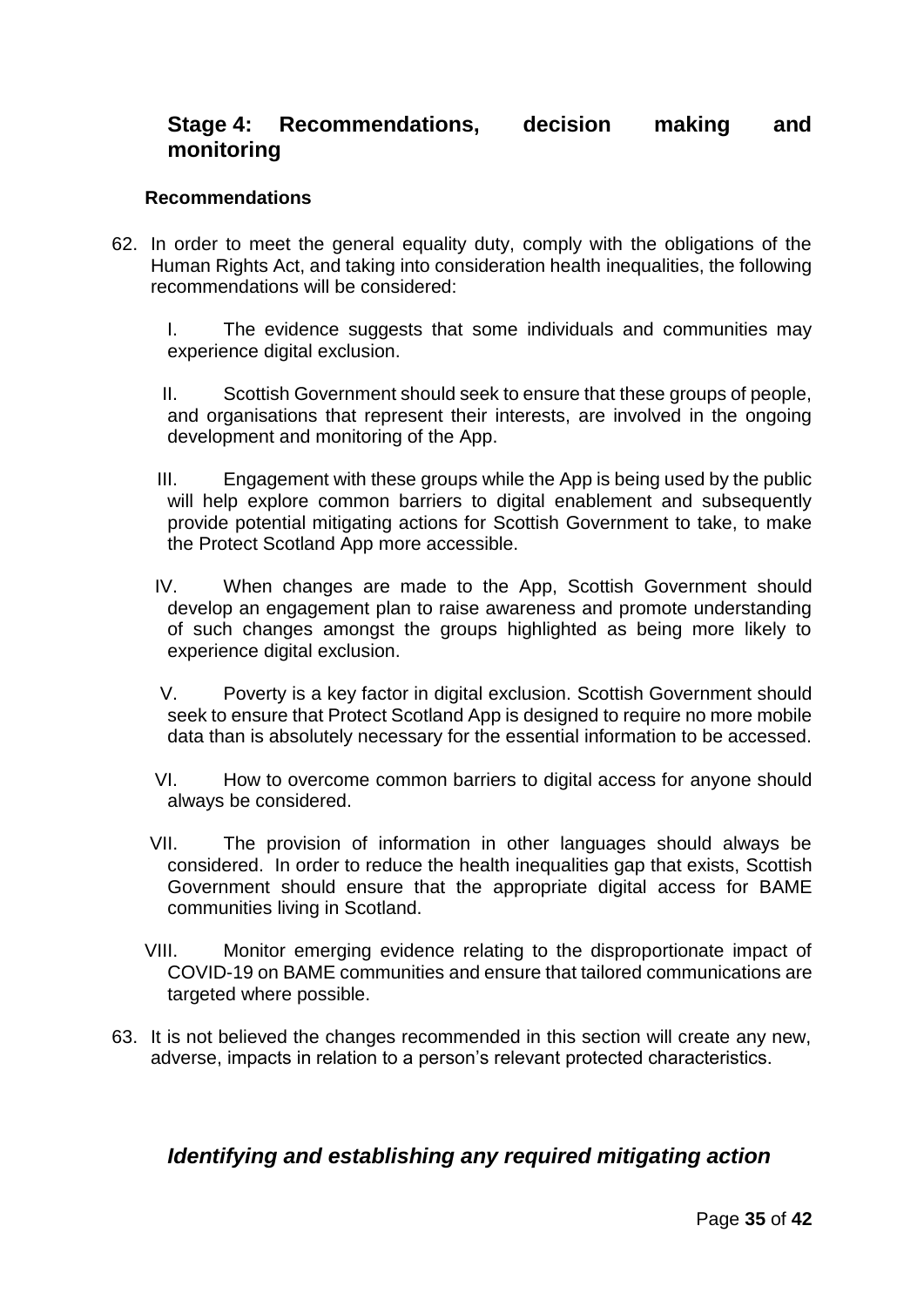## Stage 4: Recommendations, decision making and monitoring

**Recommendations**

62. In order to meet the general equality duty, comply with the obligations of the Human Rights Act, and taking into consideration health inequalities, the following recommendations will be considered:

    I. The evidence suggests that some individuals and communities may experience digital exclusion.

    II. Scottish Government should seek to ensure that these groups of people, and organisations that represent their interests, are involved in the ongoing development and monitoring of the App.

    III. Engagement with these groups while the App is being used by the public will help explore common barriers to digital enablement and subsequently provide potential mitigating actions for Scottish Government to take, to make the Protect Scotland App more accessible.

    IV. When changes are made to the App, Scottish Government should develop an engagement plan to raise awareness and promote understanding of such changes amongst the groups highlighted as being more likely to experience digital exclusion.

    V. Poverty is a key factor in digital exclusion. Scottish Government should seek to ensure that Protect Scotland App is designed to require no more mobile data than is absolutely necessary for the essential information to be accessed.

    VI. How to overcome common barriers to digital access for anyone should always be considered.

    VII. The provision of information in other languages should always be considered. In order to reduce the health inequalities gap that exists, Scottish Government should ensure that the appropriate digital access for BAME communities living in Scotland.

    VIII. Monitor emerging evidence relating to the disproportionate impact of COVID-19 on BAME communities and ensure that tailored communications are targeted where possible.

63. It is not believed the changes recommended in this section will create any new, adverse, impacts in relation to a person's relevant protected characteristics.

### *Identifying and establishing any required mitigating action*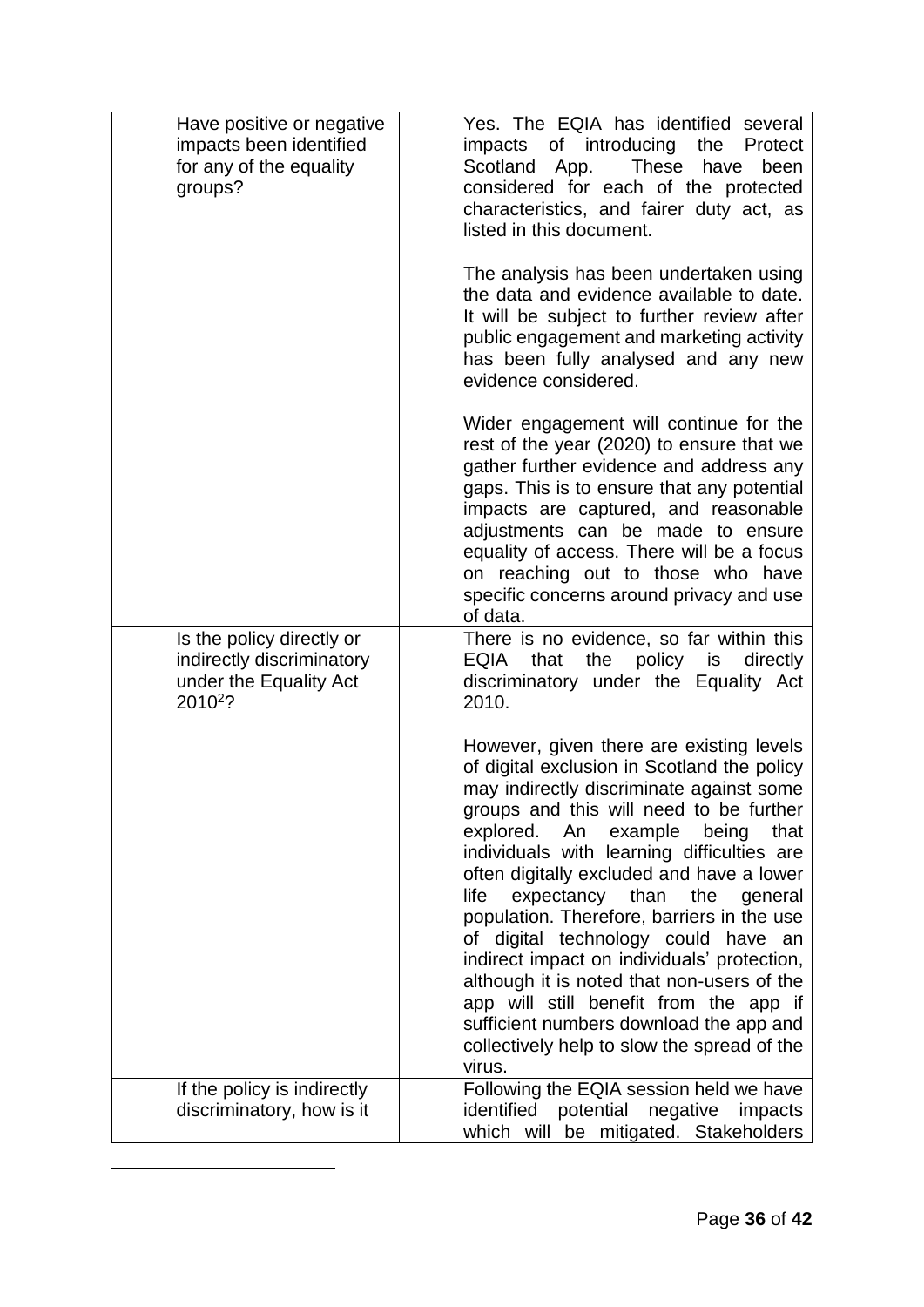| | |
|---|---|
| Have positive or negative impacts been identified for any of the equality groups? | Yes. The EQIA has identified several impacts of introducing the Protect Scotland App. These have been considered for each of the protected characteristics, and fairer duty act, as listed in this document.<br><br>The analysis has been undertaken using the data and evidence available to date. It will be subject to further review after public engagement and marketing activity has been fully analysed and any new evidence considered.<br><br>Wider engagement will continue for the rest of the year (2020) to ensure that we gather further evidence and address any gaps. This is to ensure that any potential impacts are captured, and reasonable adjustments can be made to ensure equality of access. There will be a focus on reaching out to those who have specific concerns around privacy and use of data. |
| Is the policy directly or indirectly discriminatory under the Equality Act 2010[2]? | There is no evidence, so far within this EQIA that the policy is directly discriminatory under the Equality Act 2010.<br><br>However, given there are existing levels of digital exclusion in Scotland the policy may indirectly discriminate against some groups and this will need to be further explored. An example being that individuals with learning difficulties are often digitally excluded and have a lower life expectancy than the general population. Therefore, barriers in the use of digital technology could have an indirect impact on individuals' protection, although it is noted that non-users of the app will still benefit from the app if sufficient numbers download the app and collectively help to slow the spread of the virus. |
| If the policy is indirectly discriminatory, how is it | Following the EQIA session held we have identified potential negative impacts which will be mitigated. Stakeholders |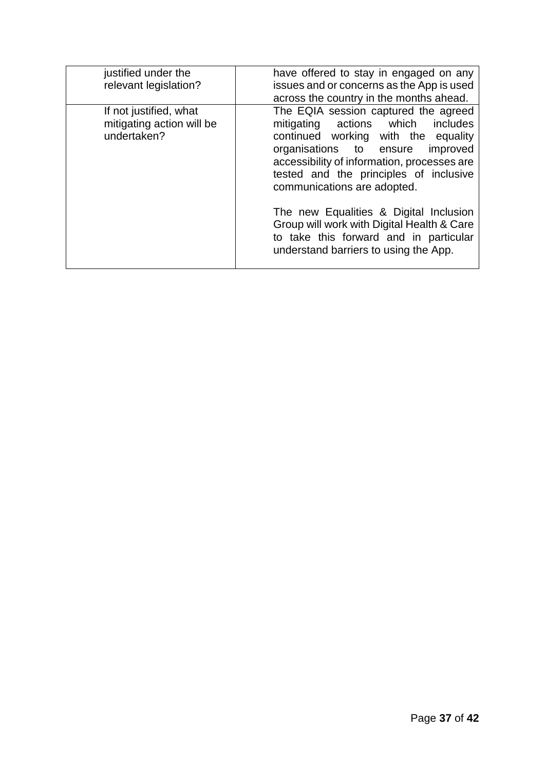| | |
|---|---|
| justified under the relevant legislation? | have offered to stay in engaged on any issues and or concerns as the App is used across the country in the months ahead. |
| If not justified, what mitigating action will be undertaken? | The EQIA session captured the agreed mitigating actions which includes continued working with the equality organisations to ensure improved accessibility of information, processes are tested and the principles of inclusive communications are adopted.<br><br>The new Equalities & Digital Inclusion Group will work with Digital Health & Care to take this forward and in particular understand barriers to using the App. |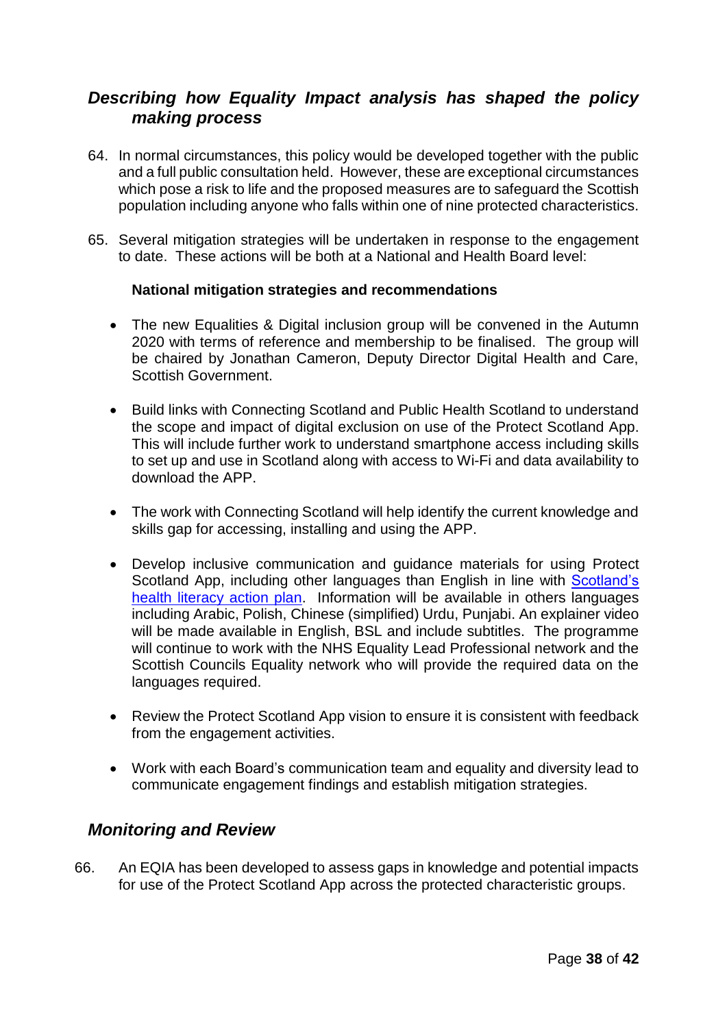## *Describing how Equality Impact analysis has shaped the policy making process*

64. In normal circumstances, this policy would be developed together with the public and a full public consultation held. However, these are exceptional circumstances which pose a risk to life and the proposed measures are to safeguard the Scottish population including anyone who falls within one of nine protected characteristics.

65. Several mitigation strategies will be undertaken in response to the engagement to date. These actions will be both at a National and Health Board level:

**National mitigation strategies and recommendations**

- The new Equalities & Digital inclusion group will be convened in the Autumn 2020 with terms of reference and membership to be finalised. The group will be chaired by Jonathan Cameron, Deputy Director Digital Health and Care, Scottish Government.

- Build links with Connecting Scotland and Public Health Scotland to understand the scope and impact of digital exclusion on use of the Protect Scotland App. This will include further work to understand smartphone access including skills to set up and use in Scotland along with access to Wi-Fi and data availability to download the APP.

- The work with Connecting Scotland will help identify the current knowledge and skills gap for accessing, installing and using the APP.

- Develop inclusive communication and guidance materials for using Protect Scotland App, including other languages than English in line with Scotland's health literacy action plan. Information will be available in others languages including Arabic, Polish, Chinese (simplified) Urdu, Punjabi. An explainer video will be made available in English, BSL and include subtitles. The programme will continue to work with the NHS Equality Lead Professional network and the Scottish Councils Equality network who will provide the required data on the languages required.

- Review the Protect Scotland App vision to ensure it is consistent with feedback from the engagement activities.

- Work with each Board's communication team and equality and diversity lead to communicate engagement findings and establish mitigation strategies.

## *Monitoring and Review*

66. An EQIA has been developed to assess gaps in knowledge and potential impacts for use of the Protect Scotland App across the protected characteristic groups.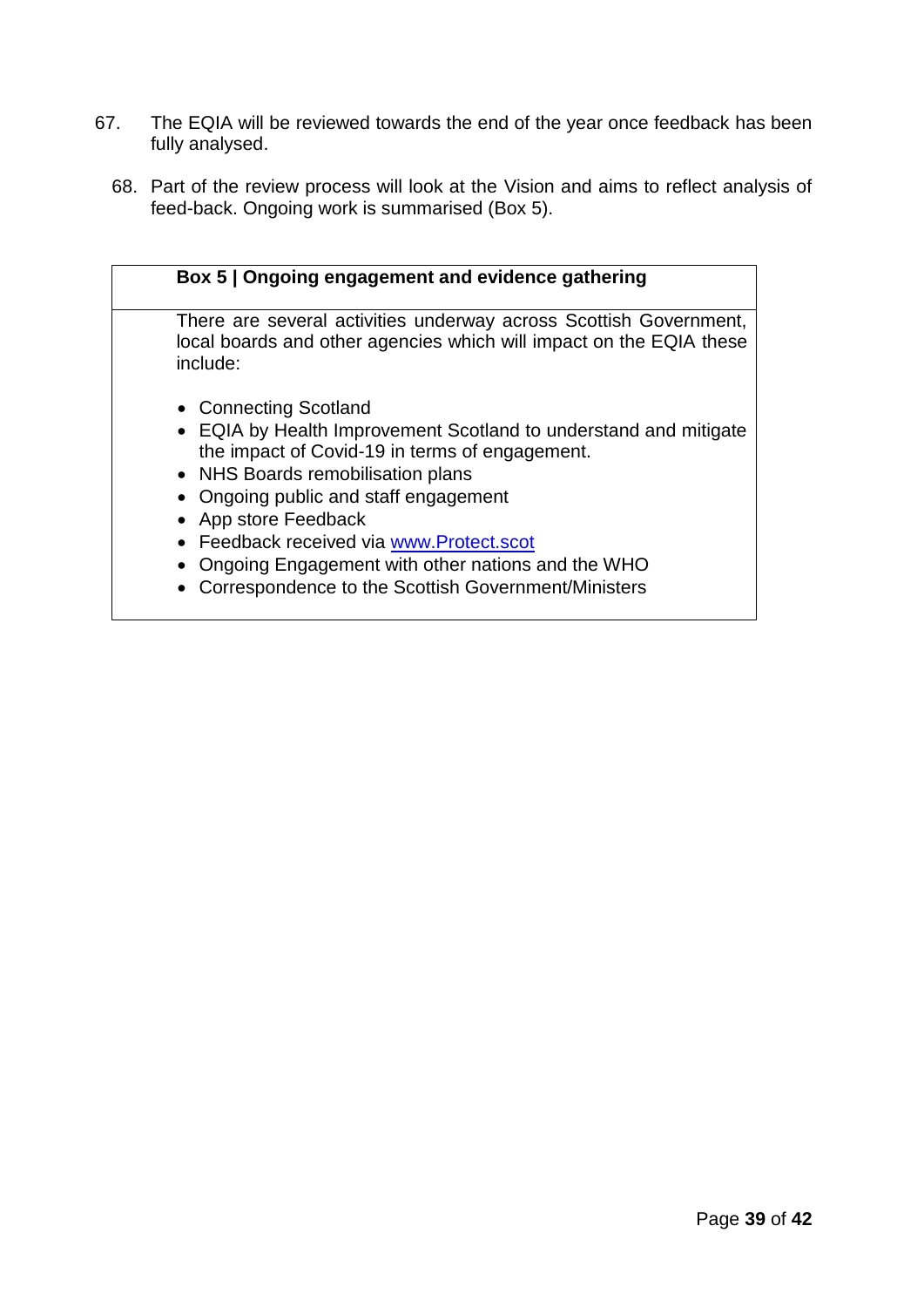67. The EQIA will be reviewed towards the end of the year once feedback has been fully analysed.

68. Part of the review process will look at the Vision and aims to reflect analysis of feed-back. Ongoing work is summarised (Box 5).

| **Box 5 \| Ongoing engagement and evidence gathering** |
| --- |
| There are several activities underway across Scottish Government, local boards and other agencies which will impact on the EQIA these include:<br><br>• Connecting Scotland<br>• EQIA by Health Improvement Scotland to understand and mitigate the impact of Covid-19 in terms of engagement.<br>• NHS Boards remobilisation plans<br>• Ongoing public and staff engagement<br>• App store Feedback<br>• Feedback received via [www.Protect.scot](http://www.Protect.scot)<br>• Ongoing Engagement with other nations and the WHO<br>• Correspondence to the Scottish Government/Ministers |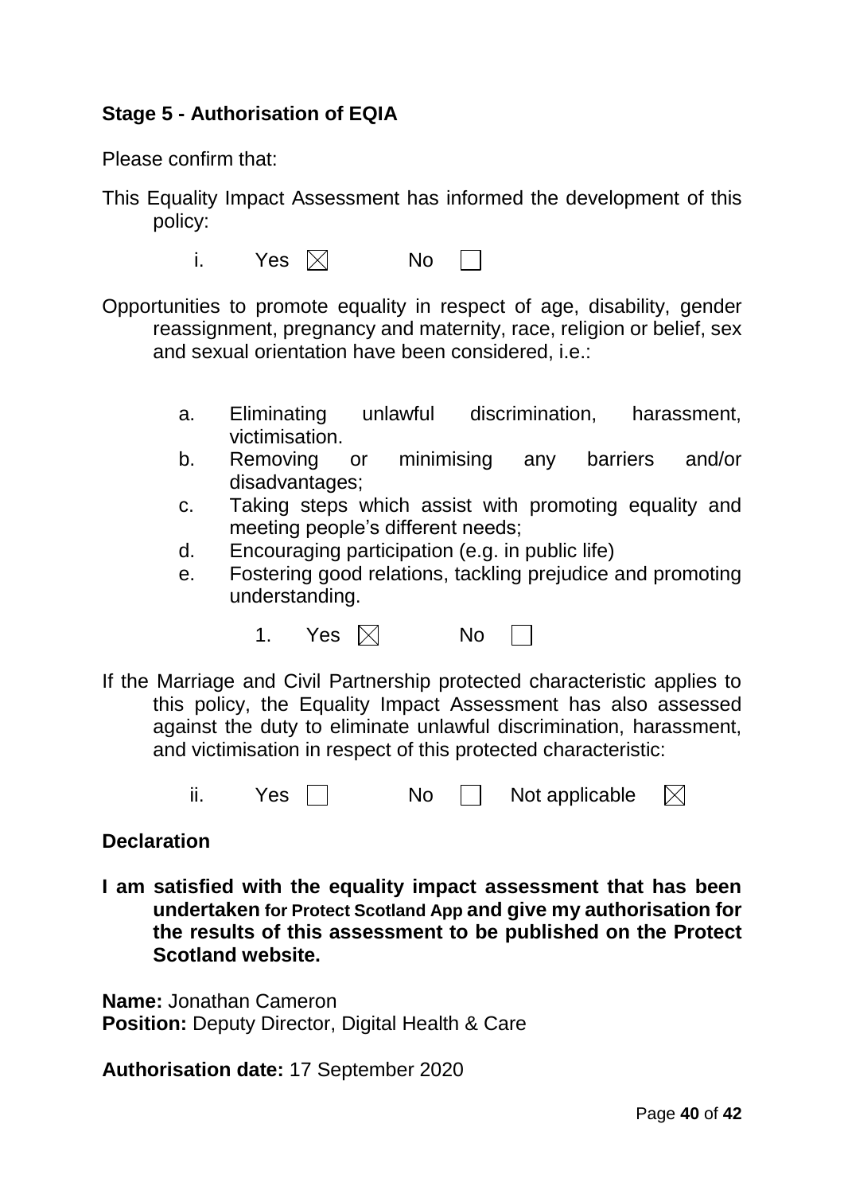### Stage 5 - Authorisation of EQIA

Please confirm that:

This Equality Impact Assessment has informed the development of this policy:

i. Yes ☒ No ☐

Opportunities to promote equality in respect of age, disability, gender reassignment, pregnancy and maternity, race, religion or belief, sex and sexual orientation have been considered, i.e.:

a. Eliminating unlawful discrimination, harassment, victimisation.
b. Removing or minimising any barriers and/or disadvantages;
c. Taking steps which assist with promoting equality and meeting people's different needs;
d. Encouraging participation (e.g. in public life)
e. Fostering good relations, tackling prejudice and promoting understanding.

1. Yes ☒ No ☐

If the Marriage and Civil Partnership protected characteristic applies to this policy, the Equality Impact Assessment has also assessed against the duty to eliminate unlawful discrimination, harassment, and victimisation in respect of this protected characteristic:

ii. Yes ☐ No ☐ Not applicable ☒

**Declaration**

**I am satisfied with the equality impact assessment that has been undertaken for Protect Scotland App and give my authorisation for the results of this assessment to be published on the Protect Scotland website.**

**Name:** Jonathan Cameron
**Position:** Deputy Director, Digital Health & Care

**Authorisation date:** 17 September 2020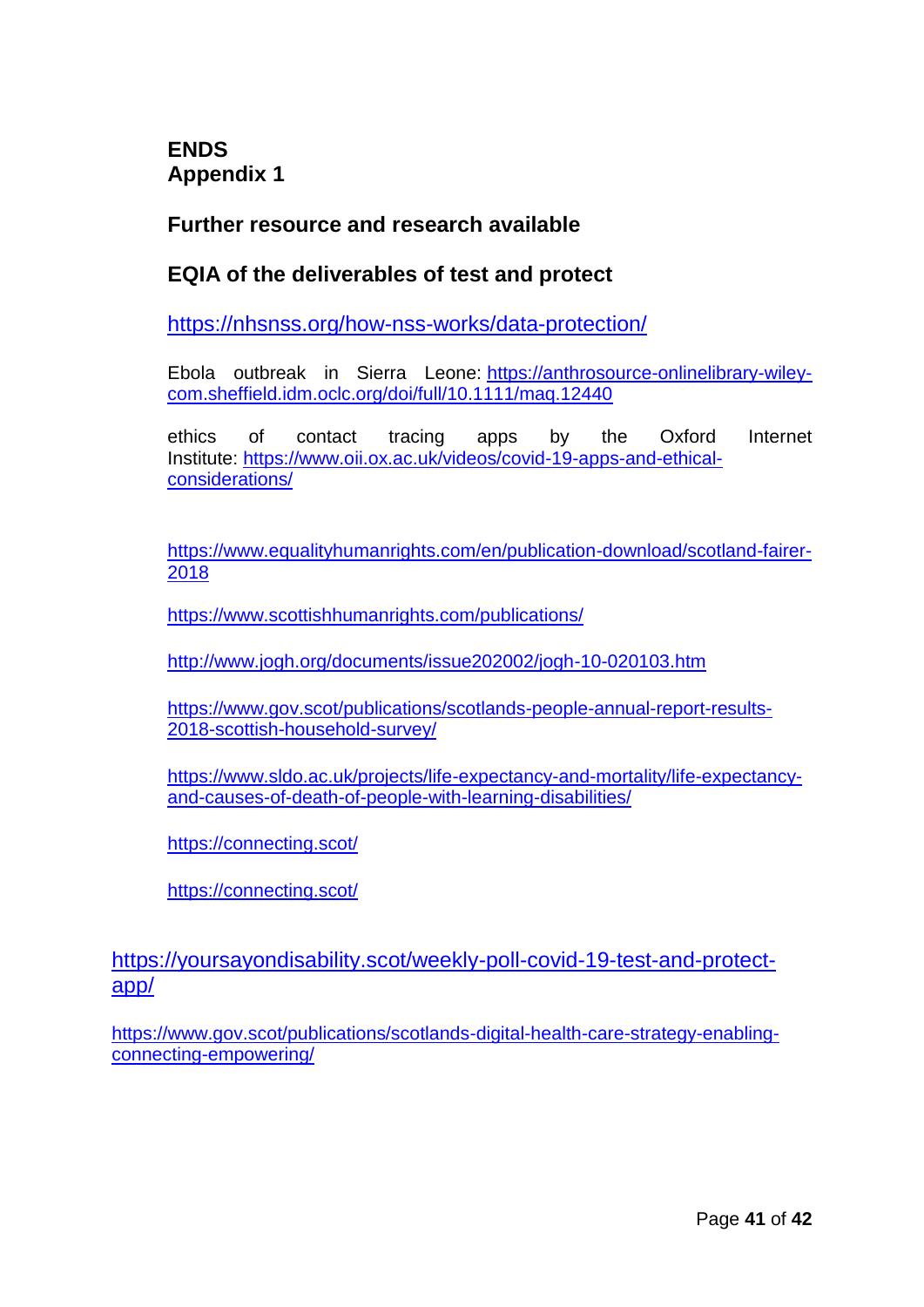**ENDS**
**Appendix 1**

## Further resource and research available

## EQIA of the deliverables of test and protect

https://nhsnss.org/how-nss-works/data-protection/

Ebola outbreak in Sierra Leone: https://anthrosource-onlinelibrary-wiley-com.sheffield.idm.oclc.org/doi/full/10.1111/maq.12440

ethics of contact tracing apps by the Oxford Internet Institute: https://www.oii.ox.ac.uk/videos/covid-19-apps-and-ethical-considerations/

https://www.equalityhumanrights.com/en/publication-download/scotland-fairer-2018

https://www.scottishhumanrights.com/publications/

http://www.jogh.org/documents/issue202002/jogh-10-020103.htm

https://www.gov.scot/publications/scotlands-people-annual-report-results-2018-scottish-household-survey/

https://www.sldo.ac.uk/projects/life-expectancy-and-mortality/life-expectancy-and-causes-of-death-of-people-with-learning-disabilities/

https://connecting.scot/

https://connecting.scot/

https://yoursayondisability.scot/weekly-poll-covid-19-test-and-protect-app/

https://www.gov.scot/publications/scotlands-digital-health-care-strategy-enabling-connecting-empowering/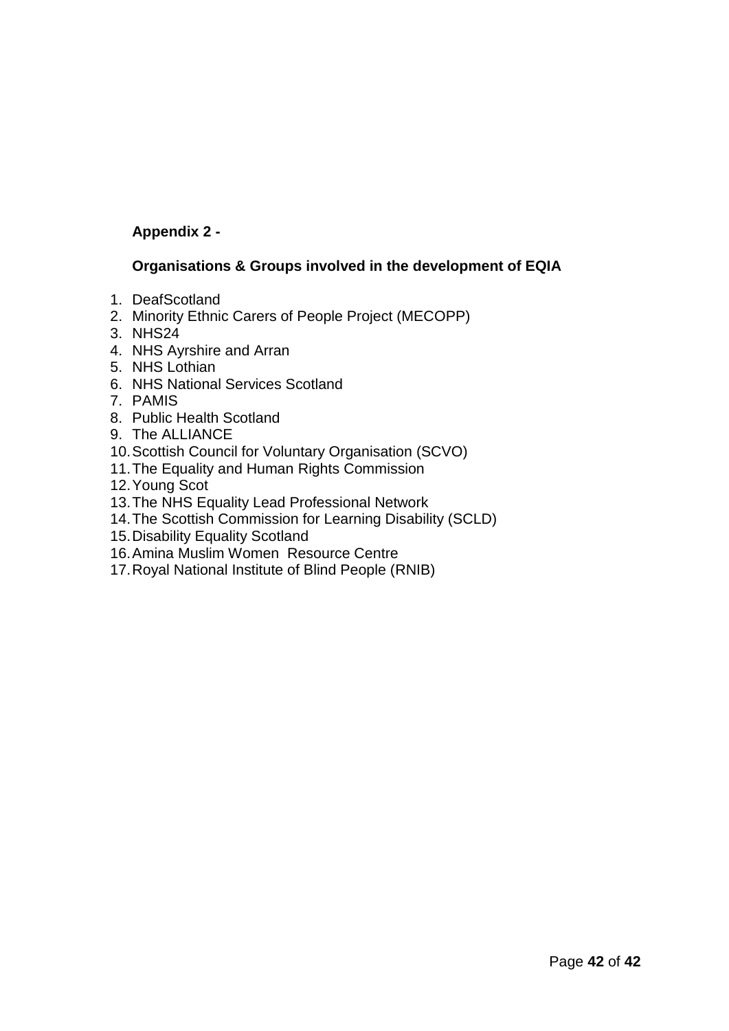**Appendix 2 -**

**Organisations & Groups involved in the development of EQIA**

1. DeafScotland
2. Minority Ethnic Carers of People Project (MECOPP)
3. NHS24
4. NHS Ayrshire and Arran
5. NHS Lothian
6. NHS National Services Scotland
7. PAMIS
8. Public Health Scotland
9. The ALLIANCE
10. Scottish Council for Voluntary Organisation (SCVO)
11. The Equality and Human Rights Commission
12. Young Scot
13. The NHS Equality Lead Professional Network
14. The Scottish Commission for Learning Disability (SCLD)
15. Disability Equality Scotland
16. Amina Muslim Women Resource Centre
17. Royal National Institute of Blind People (RNIB)